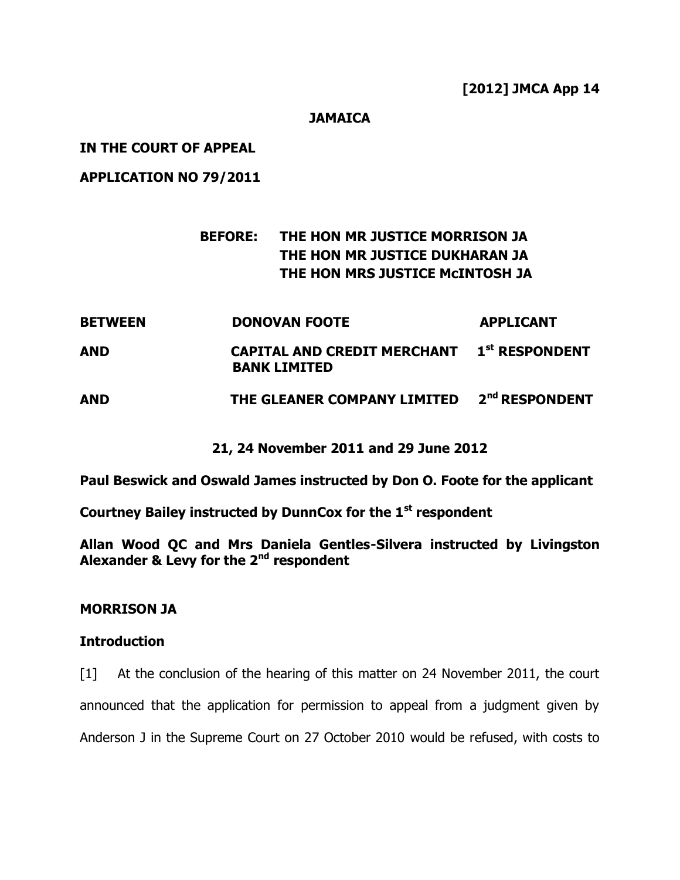**[2012] JMCA App 14**

**JAMAICA**

**IN THE COURT OF APPEAL**

**APPLICATION NO 79/2011**

**BEFORE: THE HON MR JUSTICE MORRISON JA**
**THE HON MR JUSTICE DUKHARAN JA**
**THE HON MRS JUSTICE McINTOSH JA**

| | | |
|---|---|---|
| **BETWEEN** | **DONOVAN FOOTE** | **APPLICANT** |
| **AND** | **CAPITAL AND CREDIT MERCHANT BANK LIMITED** | **1st RESPONDENT** |
| **AND** | **THE GLEANER COMPANY LIMITED** | **2nd RESPONDENT** |

**21, 24 November 2011 and 29 June 2012**

**Paul Beswick and Oswald James instructed by Don O. Foote for the applicant**

**Courtney Bailey instructed by DunnCox for the 1st respondent**

**Allan Wood QC and Mrs Daniela Gentles-Silvera instructed by Livingston Alexander & Levy for the 2nd respondent**

**MORRISON JA**

**Introduction**

[1] At the conclusion of the hearing of this matter on 24 November 2011, the court announced that the application for permission to appeal from a judgment given by Anderson J in the Supreme Court on 27 October 2010 would be refused, with costs to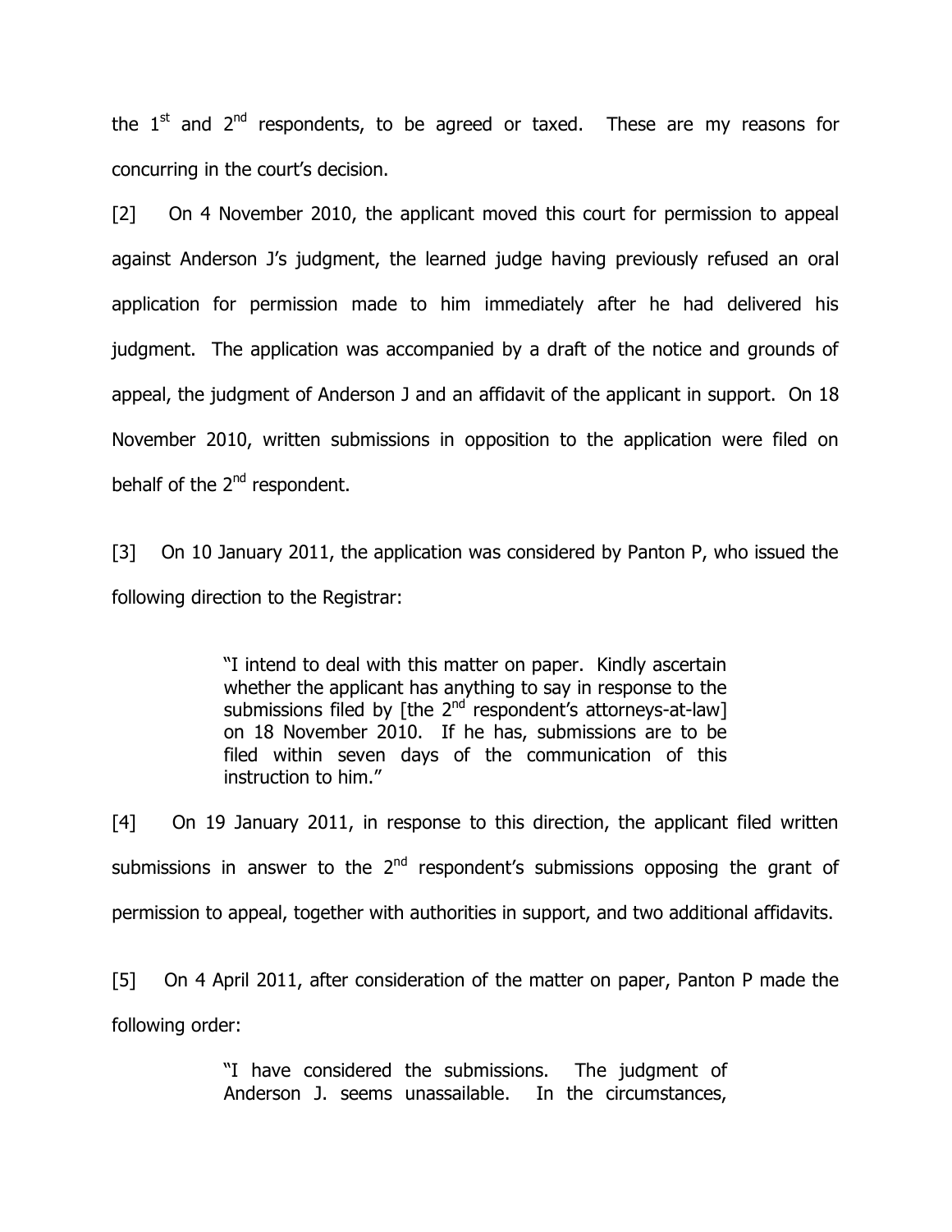the 1st and 2nd respondents, to be agreed or taxed. These are my reasons for concurring in the court's decision.

[2] On 4 November 2010, the applicant moved this court for permission to appeal against Anderson J's judgment, the learned judge having previously refused an oral application for permission made to him immediately after he had delivered his judgment. The application was accompanied by a draft of the notice and grounds of appeal, the judgment of Anderson J and an affidavit of the applicant in support. On 18 November 2010, written submissions in opposition to the application were filed on behalf of the 2nd respondent.

[3] On 10 January 2011, the application was considered by Panton P, who issued the following direction to the Registrar:

> "I intend to deal with this matter on paper. Kindly ascertain whether the applicant has anything to say in response to the submissions filed by [the 2nd respondent's attorneys-at-law] on 18 November 2010. If he has, submissions are to be filed within seven days of the communication of this instruction to him."

[4] On 19 January 2011, in response to this direction, the applicant filed written submissions in answer to the 2nd respondent's submissions opposing the grant of permission to appeal, together with authorities in support, and two additional affidavits.

[5] On 4 April 2011, after consideration of the matter on paper, Panton P made the following order:

> "I have considered the submissions. The judgment of Anderson J. seems unassailable. In the circumstances,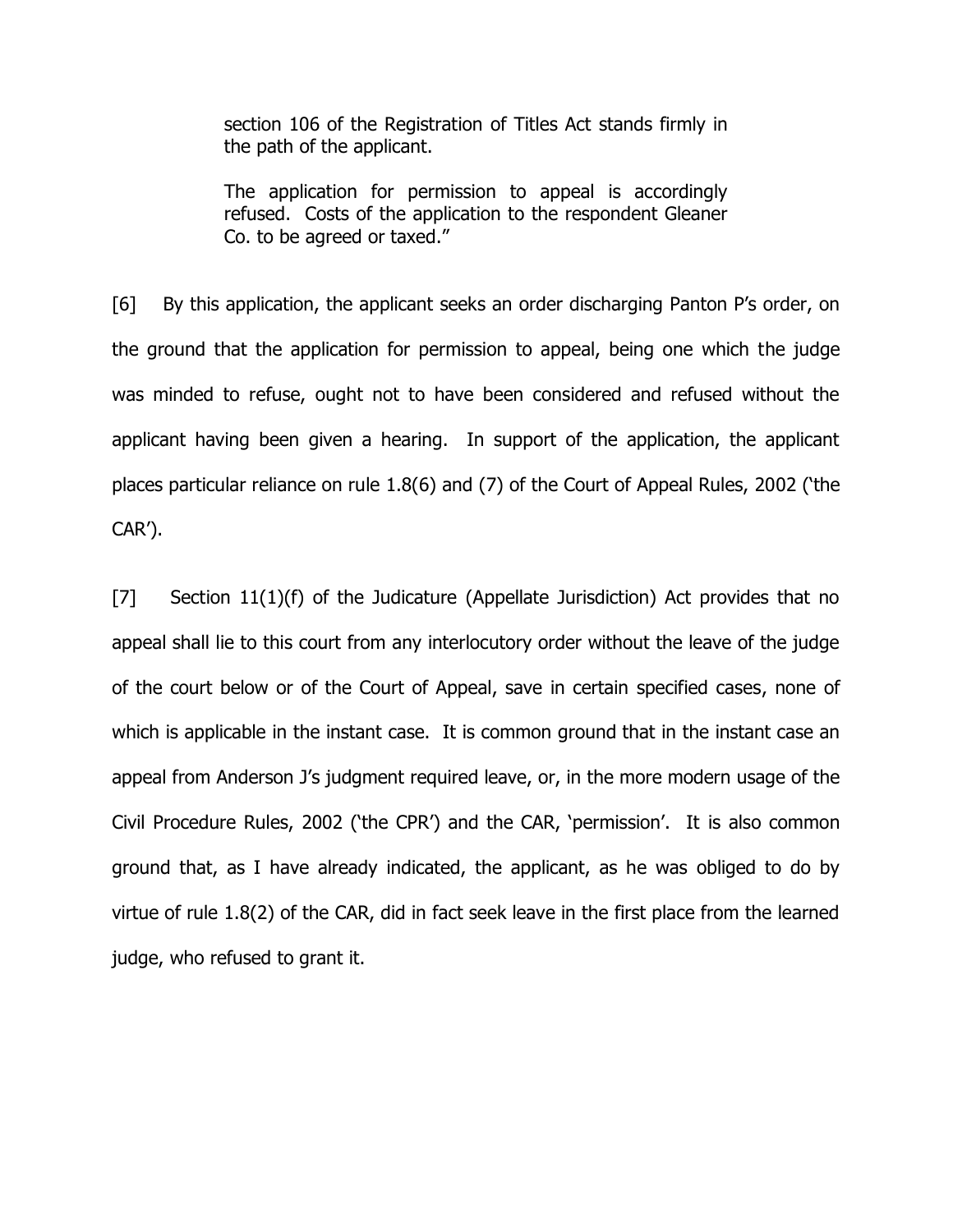> section 106 of the Registration of Titles Act stands firmly in the path of the applicant.
>
> The application for permission to appeal is accordingly refused. Costs of the application to the respondent Gleaner Co. to be agreed or taxed."

[6] By this application, the applicant seeks an order discharging Panton P's order, on the ground that the application for permission to appeal, being one which the judge was minded to refuse, ought not to have been considered and refused without the applicant having been given a hearing. In support of the application, the applicant places particular reliance on rule 1.8(6) and (7) of the Court of Appeal Rules, 2002 ('the CAR').

[7] Section 11(1)(f) of the Judicature (Appellate Jurisdiction) Act provides that no appeal shall lie to this court from any interlocutory order without the leave of the judge of the court below or of the Court of Appeal, save in certain specified cases, none of which is applicable in the instant case. It is common ground that in the instant case an appeal from Anderson J's judgment required leave, or, in the more modern usage of the Civil Procedure Rules, 2002 ('the CPR') and the CAR, 'permission'. It is also common ground that, as I have already indicated, the applicant, as he was obliged to do by virtue of rule 1.8(2) of the CAR, did in fact seek leave in the first place from the learned judge, who refused to grant it.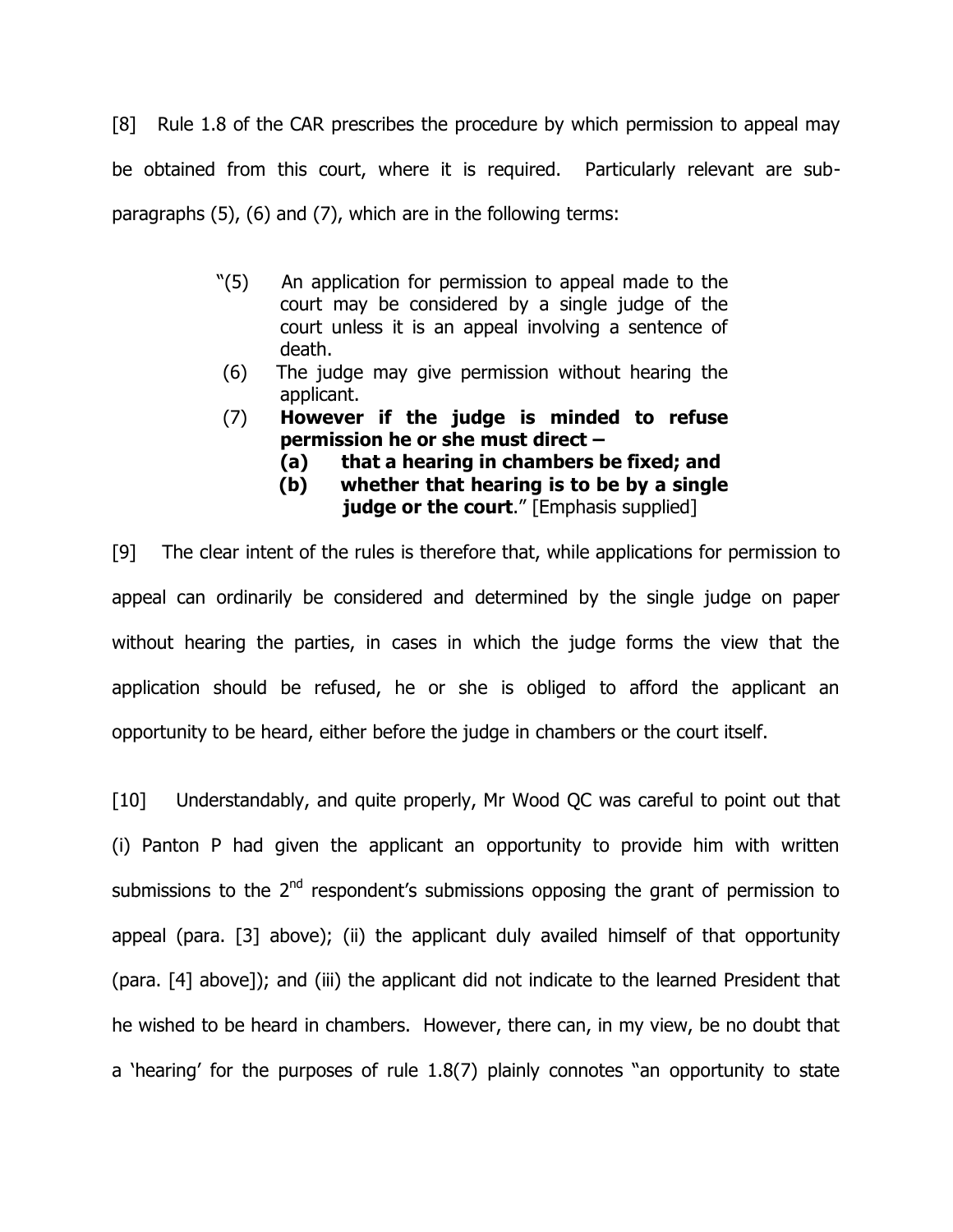[8] Rule 1.8 of the CAR prescribes the procedure by which permission to appeal may be obtained from this court, where it is required. Particularly relevant are sub-paragraphs (5), (6) and (7), which are in the following terms:

> "(5) An application for permission to appeal made to the court may be considered by a single judge of the court unless it is an appeal involving a sentence of death.
>
> (6) The judge may give permission without hearing the applicant.
>
> (7) **However if the judge is minded to refuse permission he or she must direct –**
>
> **(a) that a hearing in chambers be fixed; and**
>
> **(b) whether that hearing is to be by a single judge or the court**." [Emphasis supplied]

[9] The clear intent of the rules is therefore that, while applications for permission to appeal can ordinarily be considered and determined by the single judge on paper without hearing the parties, in cases in which the judge forms the view that the application should be refused, he or she is obliged to afford the applicant an opportunity to be heard, either before the judge in chambers or the court itself.

[10] Understandably, and quite properly, Mr Wood QC was careful to point out that (i) Panton P had given the applicant an opportunity to provide him with written submissions to the 2nd respondent's submissions opposing the grant of permission to appeal (para. [3] above); (ii) the applicant duly availed himself of that opportunity (para. [4] above]); and (iii) the applicant did not indicate to the learned President that he wished to be heard in chambers. However, there can, in my view, be no doubt that a 'hearing' for the purposes of rule 1.8(7) plainly connotes "an opportunity to state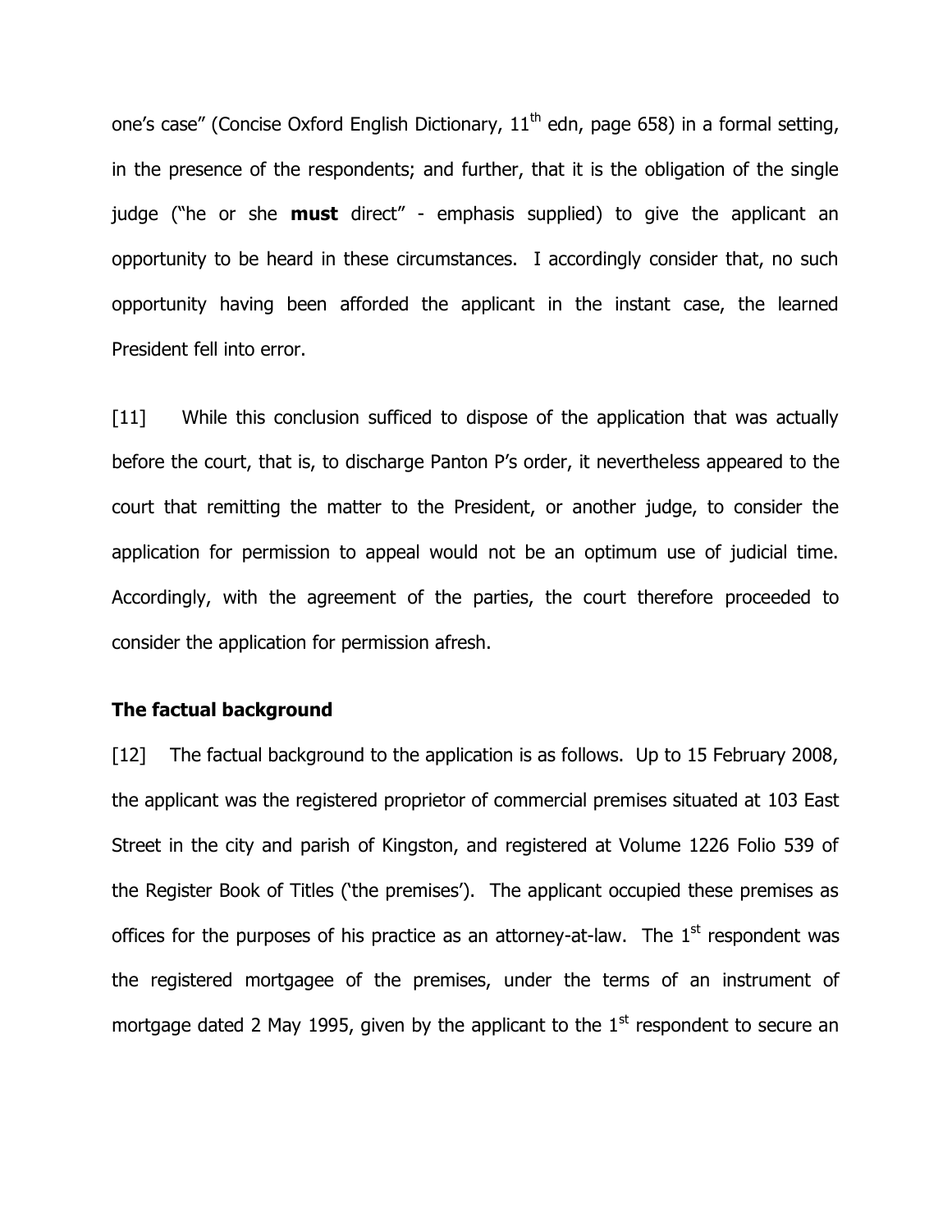one's case" (Concise Oxford English Dictionary, 11th edn, page 658) in a formal setting, in the presence of the respondents; and further, that it is the obligation of the single judge ("he or she **must** direct" - emphasis supplied) to give the applicant an opportunity to be heard in these circumstances. I accordingly consider that, no such opportunity having been afforded the applicant in the instant case, the learned President fell into error.

[11] While this conclusion sufficed to dispose of the application that was actually before the court, that is, to discharge Panton P's order, it nevertheless appeared to the court that remitting the matter to the President, or another judge, to consider the application for permission to appeal would not be an optimum use of judicial time. Accordingly, with the agreement of the parties, the court therefore proceeded to consider the application for permission afresh.

**The factual background**

[12] The factual background to the application is as follows. Up to 15 February 2008, the applicant was the registered proprietor of commercial premises situated at 103 East Street in the city and parish of Kingston, and registered at Volume 1226 Folio 539 of the Register Book of Titles ('the premises'). The applicant occupied these premises as offices for the purposes of his practice as an attorney-at-law. The 1st respondent was the registered mortgagee of the premises, under the terms of an instrument of mortgage dated 2 May 1995, given by the applicant to the 1st respondent to secure an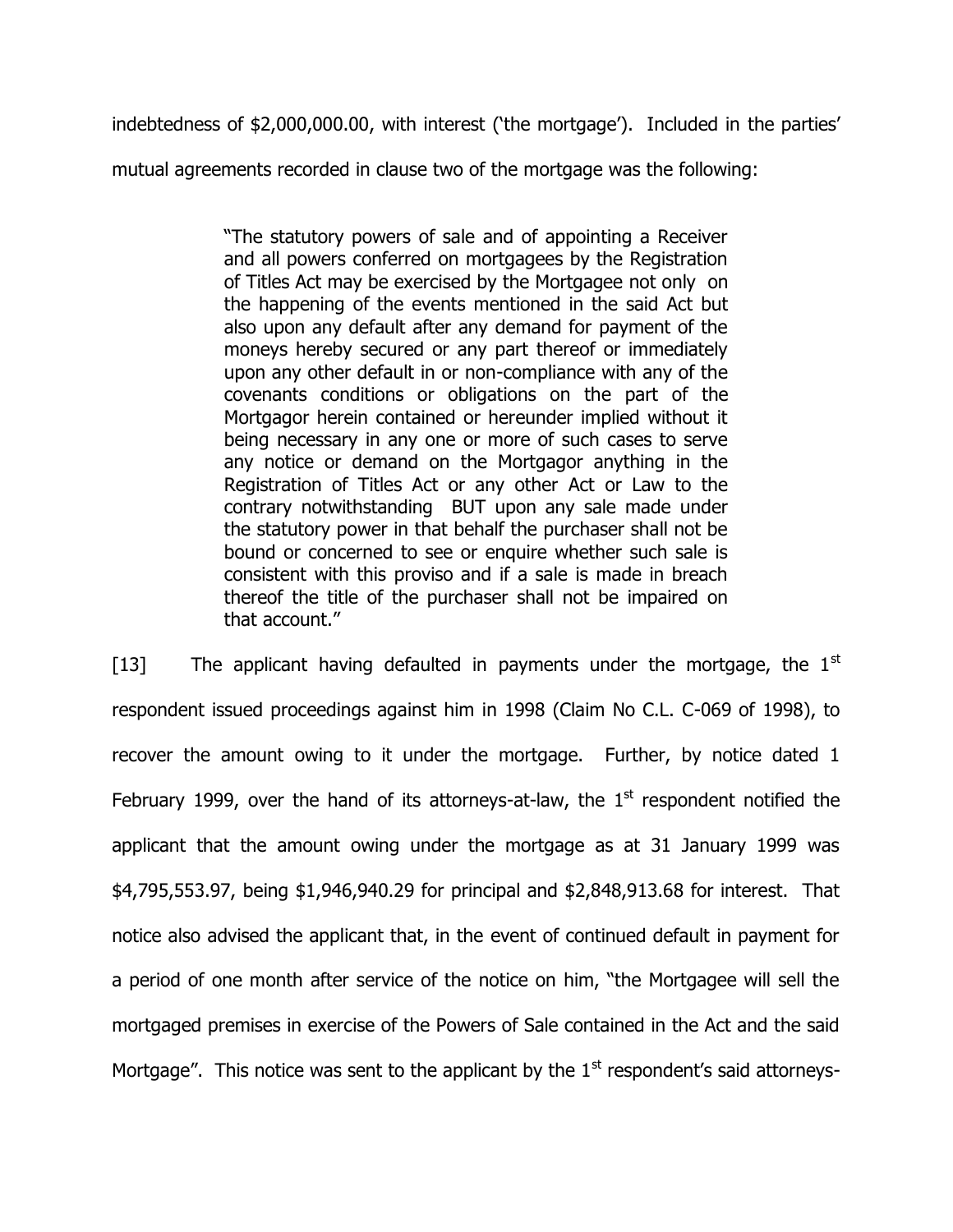indebtedness of $2,000,000.00, with interest ('the mortgage'). Included in the parties' mutual agreements recorded in clause two of the mortgage was the following:

> "The statutory powers of sale and of appointing a Receiver and all powers conferred on mortgagees by the Registration of Titles Act may be exercised by the Mortgagee not only on the happening of the events mentioned in the said Act but also upon any default after any demand for payment of the moneys hereby secured or any part thereof or immediately upon any other default in or non-compliance with any of the covenants conditions or obligations on the part of the Mortgagor herein contained or hereunder implied without it being necessary in any one or more of such cases to serve any notice or demand on the Mortgagor anything in the Registration of Titles Act or any other Act or Law to the contrary notwithstanding BUT upon any sale made under the statutory power in that behalf the purchaser shall not be bound or concerned to see or enquire whether such sale is consistent with this proviso and if a sale is made in breach thereof the title of the purchaser shall not be impaired on that account."

[13] The applicant having defaulted in payments under the mortgage, the 1st respondent issued proceedings against him in 1998 (Claim No C.L. C-069 of 1998), to recover the amount owing to it under the mortgage. Further, by notice dated 1 February 1999, over the hand of its attorneys-at-law, the 1st respondent notified the applicant that the amount owing under the mortgage as at 31 January 1999 was $4,795,553.97, being $1,946,940.29 for principal and $2,848,913.68 for interest. That notice also advised the applicant that, in the event of continued default in payment for a period of one month after service of the notice on him, "the Mortgagee will sell the mortgaged premises in exercise of the Powers of Sale contained in the Act and the said Mortgage". This notice was sent to the applicant by the 1st respondent's said attorneys-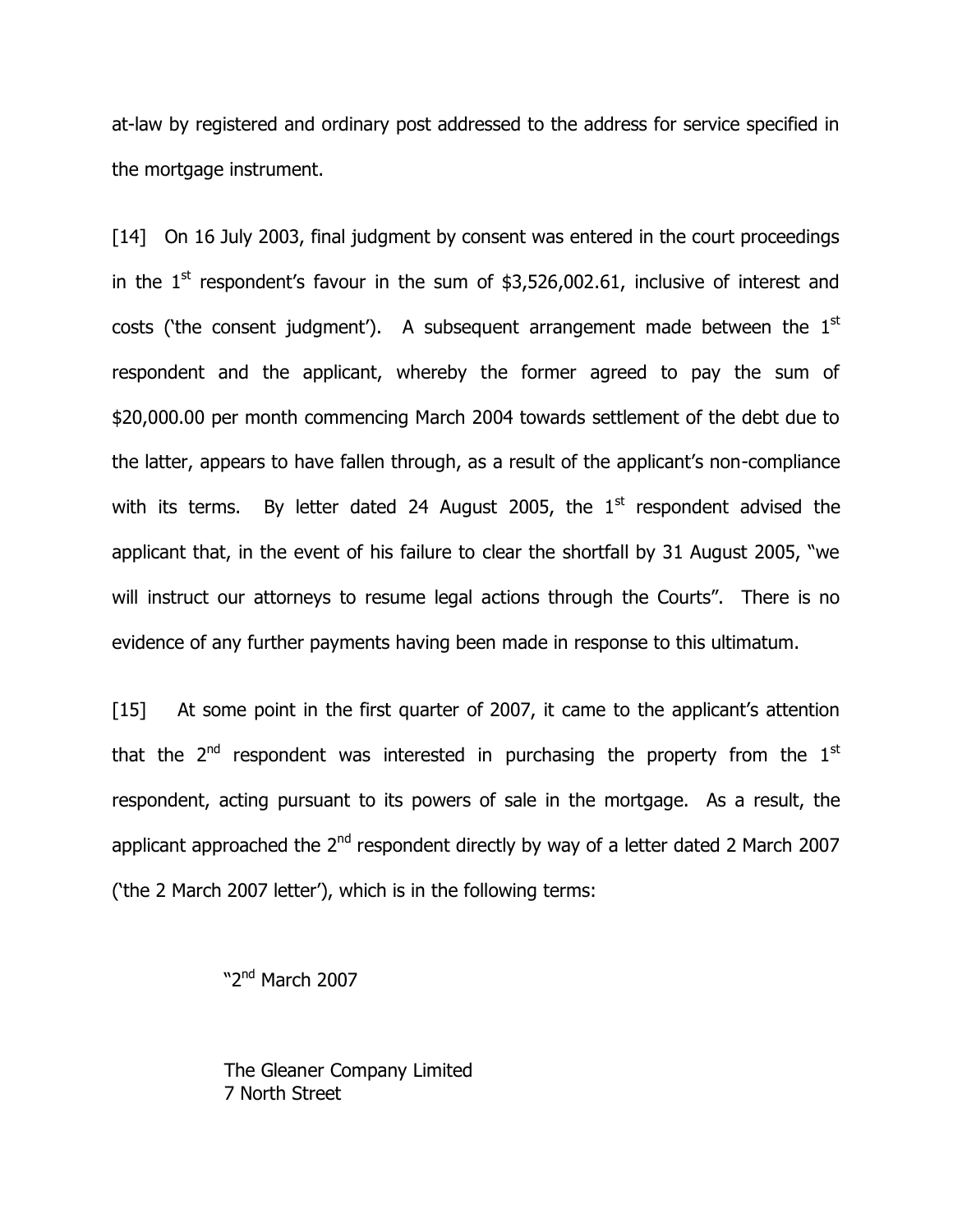at-law by registered and ordinary post addressed to the address for service specified in the mortgage instrument.

[14] On 16 July 2003, final judgment by consent was entered in the court proceedings in the 1st respondent's favour in the sum of $3,526,002.61, inclusive of interest and costs ('the consent judgment'). A subsequent arrangement made between the 1st respondent and the applicant, whereby the former agreed to pay the sum of $20,000.00 per month commencing March 2004 towards settlement of the debt due to the latter, appears to have fallen through, as a result of the applicant's non-compliance with its terms. By letter dated 24 August 2005, the 1st respondent advised the applicant that, in the event of his failure to clear the shortfall by 31 August 2005, "we will instruct our attorneys to resume legal actions through the Courts". There is no evidence of any further payments having been made in response to this ultimatum.

[15] At some point in the first quarter of 2007, it came to the applicant's attention that the 2nd respondent was interested in purchasing the property from the 1st respondent, acting pursuant to its powers of sale in the mortgage. As a result, the applicant approached the 2nd respondent directly by way of a letter dated 2 March 2007 ('the 2 March 2007 letter'), which is in the following terms:

> "2nd March 2007
>
> The Gleaner Company Limited
> 7 North Street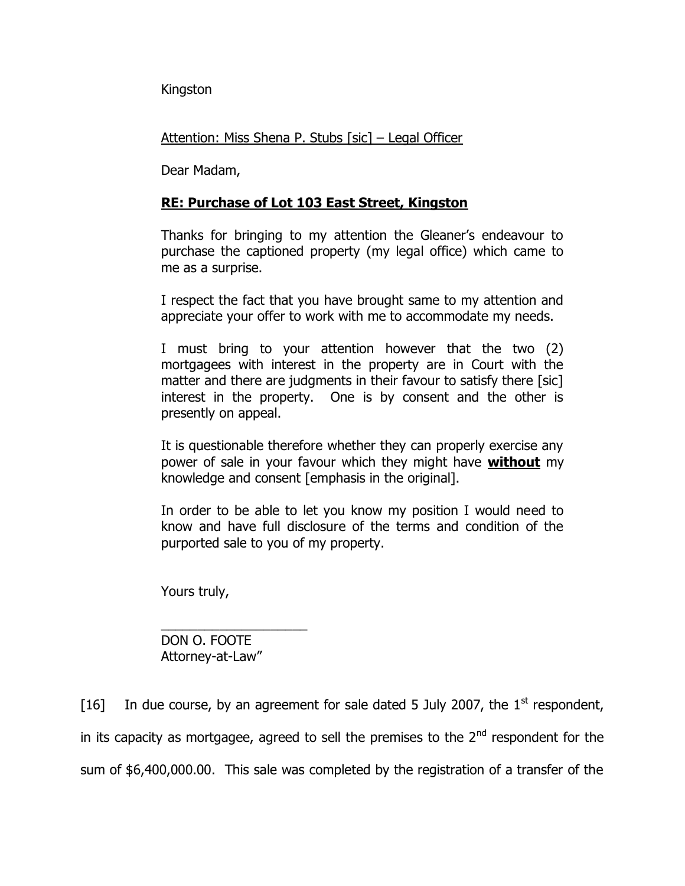Kingston

Attention: Miss Shena P. Stubs [sic] – Legal Officer

Dear Madam,

**RE: Purchase of Lot 103 East Street, Kingston**

Thanks for bringing to my attention the Gleaner's endeavour to purchase the captioned property (my legal office) which came to me as a surprise.

I respect the fact that you have brought same to my attention and appreciate your offer to work with me to accommodate my needs.

I must bring to your attention however that the two (2) mortgagees with interest in the property are in Court with the matter and there are judgments in their favour to satisfy there [sic] interest in the property. One is by consent and the other is presently on appeal.

It is questionable therefore whether they can properly exercise any power of sale in your favour which they might have **without** my knowledge and consent [emphasis in the original].

In order to be able to let you know my position I would need to know and have full disclosure of the terms and condition of the purported sale to you of my property.

Yours truly,

\_\_\_\_\_\_\_\_\_\_\_\_\_\_\_\_\_\_\_\_

DON O. FOOTE
Attorney-at-Law"

[16] In due course, by an agreement for sale dated 5 July 2007, the 1st respondent, in its capacity as mortgagee, agreed to sell the premises to the 2nd respondent for the sum of $6,400,000.00. This sale was completed by the registration of a transfer of the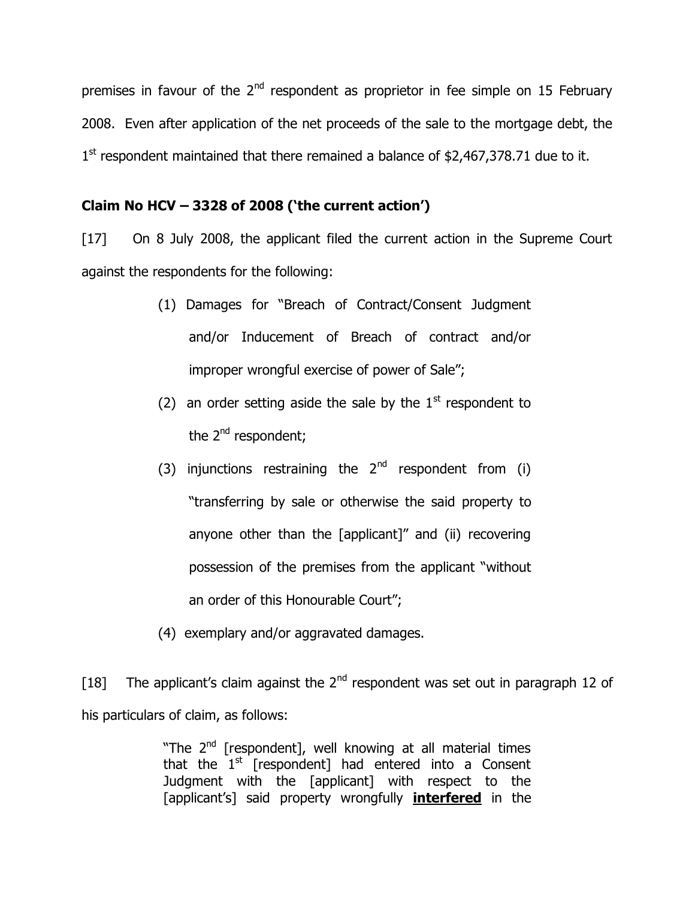premises in favour of the 2nd respondent as proprietor in fee simple on 15 February 2008. Even after application of the net proceeds of the sale to the mortgage debt, the 1st respondent maintained that there remained a balance of $2,467,378.71 due to it.

**Claim No HCV – 3328 of 2008 ('the current action')**

[17] On 8 July 2008, the applicant filed the current action in the Supreme Court against the respondents for the following:

> (1) Damages for "Breach of Contract/Consent Judgment and/or Inducement of Breach of contract and/or improper wrongful exercise of power of Sale";
>
> (2) an order setting aside the sale by the 1st respondent to the 2nd respondent;
>
> (3) injunctions restraining the 2nd respondent from (i) "transferring by sale or otherwise the said property to anyone other than the [applicant]" and (ii) recovering possession of the premises from the applicant "without an order of this Honourable Court";
>
> (4) exemplary and/or aggravated damages.

[18] The applicant's claim against the 2nd respondent was set out in paragraph 12 of his particulars of claim, as follows:

> "The 2nd [respondent], well knowing at all material times that the 1st [respondent] had entered into a Consent Judgment with the [applicant] with respect to the [applicant's] said property wrongfully ***interfered*** in the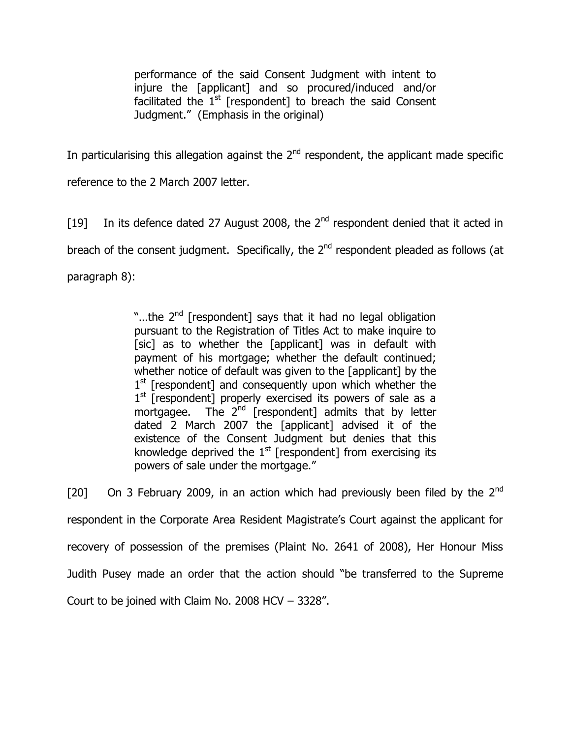> performance of the said Consent Judgment with intent to injure the [applicant] and so procured/induced and/or facilitated the 1st [respondent] to breach the said Consent Judgment." (Emphasis in the original)

In particularising this allegation against the 2nd respondent, the applicant made specific reference to the 2 March 2007 letter.

[19] In its defence dated 27 August 2008, the 2nd respondent denied that it acted in breach of the consent judgment. Specifically, the 2nd respondent pleaded as follows (at paragraph 8):

> "…the 2nd [respondent] says that it had no legal obligation pursuant to the Registration of Titles Act to make inquire to [sic] as to whether the [applicant] was in default with payment of his mortgage; whether the default continued; whether notice of default was given to the [applicant] by the 1st [respondent] and consequently upon which whether the 1st [respondent] properly exercised its powers of sale as a mortgagee. The 2nd [respondent] admits that by letter dated 2 March 2007 the [applicant] advised it of the existence of the Consent Judgment but denies that this knowledge deprived the 1st [respondent] from exercising its powers of sale under the mortgage."

[20] On 3 February 2009, in an action which had previously been filed by the 2nd respondent in the Corporate Area Resident Magistrate's Court against the applicant for recovery of possession of the premises (Plaint No. 2641 of 2008), Her Honour Miss Judith Pusey made an order that the action should "be transferred to the Supreme Court to be joined with Claim No. 2008 HCV – 3328".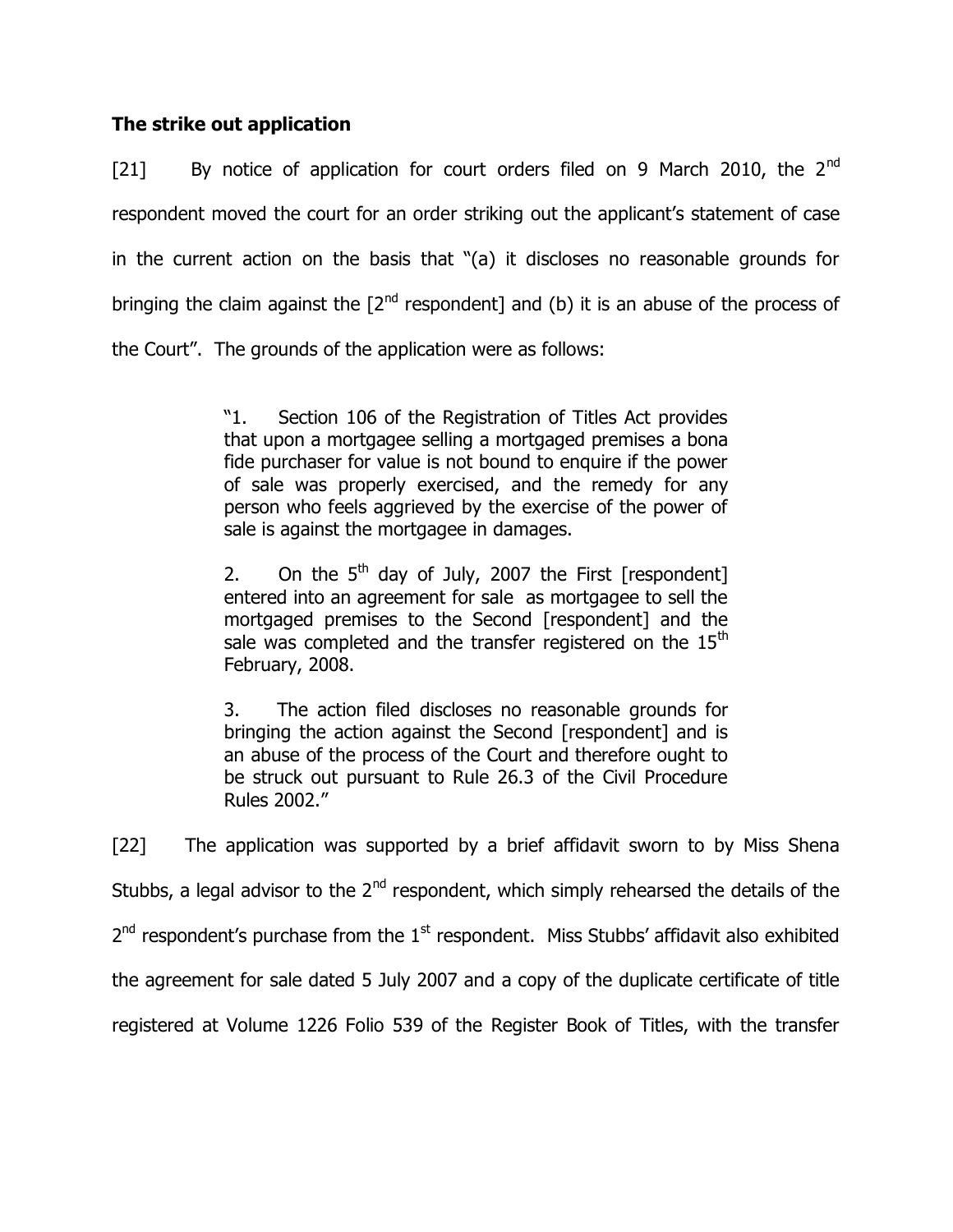**The strike out application**

[21] By notice of application for court orders filed on 9 March 2010, the 2nd respondent moved the court for an order striking out the applicant's statement of case in the current action on the basis that "(a) it discloses no reasonable grounds for bringing the claim against the [2nd respondent] and (b) it is an abuse of the process of the Court". The grounds of the application were as follows:

> "1. Section 106 of the Registration of Titles Act provides that upon a mortgagee selling a mortgaged premises a bona fide purchaser for value is not bound to enquire if the power of sale was properly exercised, and the remedy for any person who feels aggrieved by the exercise of the power of sale is against the mortgagee in damages.
>
> 2. On the 5th day of July, 2007 the First [respondent] entered into an agreement for sale as mortgagee to sell the mortgaged premises to the Second [respondent] and the sale was completed and the transfer registered on the 15th February, 2008.
>
> 3. The action filed discloses no reasonable grounds for bringing the action against the Second [respondent] and is an abuse of the process of the Court and therefore ought to be struck out pursuant to Rule 26.3 of the Civil Procedure Rules 2002."

[22] The application was supported by a brief affidavit sworn to by Miss Shena Stubbs, a legal advisor to the 2nd respondent, which simply rehearsed the details of the 2nd respondent's purchase from the 1st respondent. Miss Stubbs' affidavit also exhibited the agreement for sale dated 5 July 2007 and a copy of the duplicate certificate of title registered at Volume 1226 Folio 539 of the Register Book of Titles, with the transfer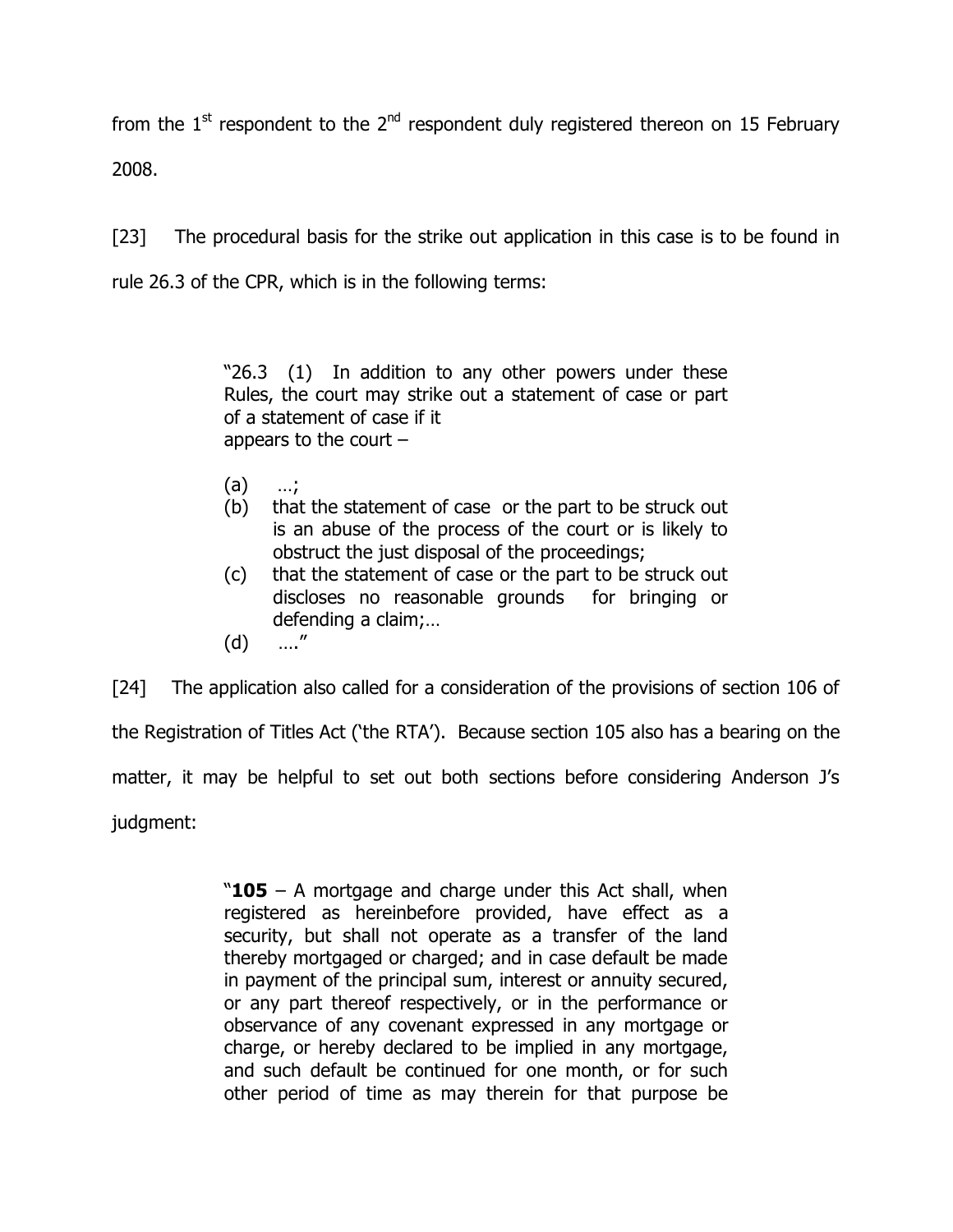from the 1st respondent to the 2nd respondent duly registered thereon on 15 February 2008.

[23] The procedural basis for the strike out application in this case is to be found in rule 26.3 of the CPR, which is in the following terms:

> "26.3 (1) In addition to any other powers under these Rules, the court may strike out a statement of case or part of a statement of case if it appears to the court –
>
> (a) …;
> (b) that the statement of case or the part to be struck out is an abuse of the process of the court or is likely to obstruct the just disposal of the proceedings;
> (c) that the statement of case or the part to be struck out discloses no reasonable grounds for bringing or defending a claim;…
> (d) …."

[24] The application also called for a consideration of the provisions of section 106 of the Registration of Titles Act ('the RTA'). Because section 105 also has a bearing on the matter, it may be helpful to set out both sections before considering Anderson J's judgment:

> "**105** – A mortgage and charge under this Act shall, when registered as hereinbefore provided, have effect as a security, but shall not operate as a transfer of the land thereby mortgaged or charged; and in case default be made in payment of the principal sum, interest or annuity secured, or any part thereof respectively, or in the performance or observance of any covenant expressed in any mortgage or charge, or hereby declared to be implied in any mortgage, and such default be continued for one month, or for such other period of time as may therein for that purpose be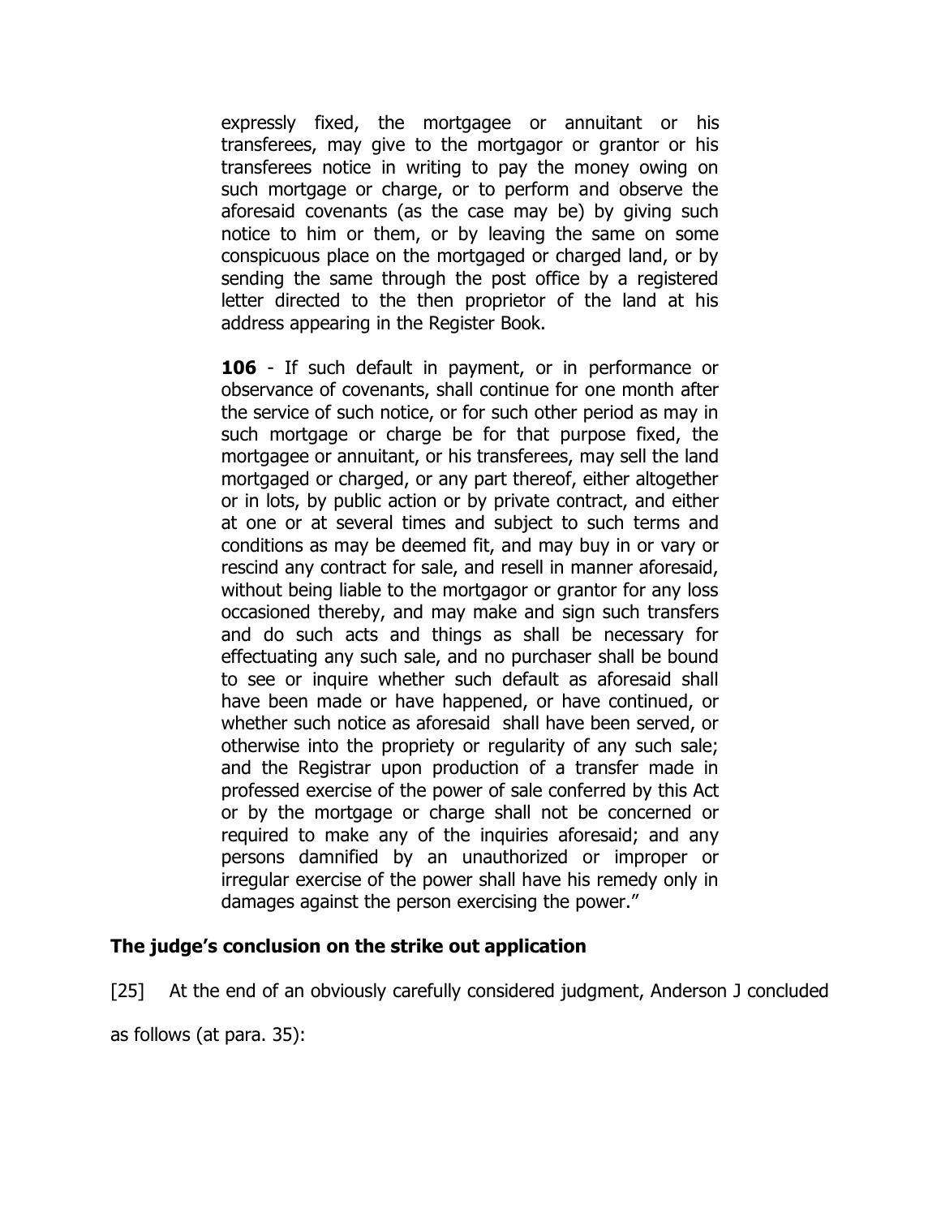> expressly fixed, the mortgagee or annuitant or his transferees, may give to the mortgagor or grantor or his transferees notice in writing to pay the money owing on such mortgage or charge, or to perform and observe the aforesaid covenants (as the case may be) by giving such notice to him or them, or by leaving the same on some conspicuous place on the mortgaged or charged land, or by sending the same through the post office by a registered letter directed to the then proprietor of the land at his address appearing in the Register Book.
>
> **106** - If such default in payment, or in performance or observance of covenants, shall continue for one month after the service of such notice, or for such other period as may in such mortgage or charge be for that purpose fixed, the mortgagee or annuitant, or his transferees, may sell the land mortgaged or charged, or any part thereof, either altogether or in lots, by public action or by private contract, and either at one or at several times and subject to such terms and conditions as may be deemed fit, and may buy in or vary or rescind any contract for sale, and resell in manner aforesaid, without being liable to the mortgagor or grantor for any loss occasioned thereby, and may make and sign such transfers and do such acts and things as shall be necessary for effectuating any such sale, and no purchaser shall be bound to see or inquire whether such default as aforesaid shall have been made or have happened, or have continued, or whether such notice as aforesaid shall have been served, or otherwise into the propriety or regularity of any such sale; and the Registrar upon production of a transfer made in professed exercise of the power of sale conferred by this Act or by the mortgage or charge shall not be concerned or required to make any of the inquiries aforesaid; and any persons damnified by an unauthorized or improper or irregular exercise of the power shall have his remedy only in damages against the person exercising the power."

### The judge's conclusion on the strike out application

[25] At the end of an obviously carefully considered judgment, Anderson J concluded as follows (at para. 35):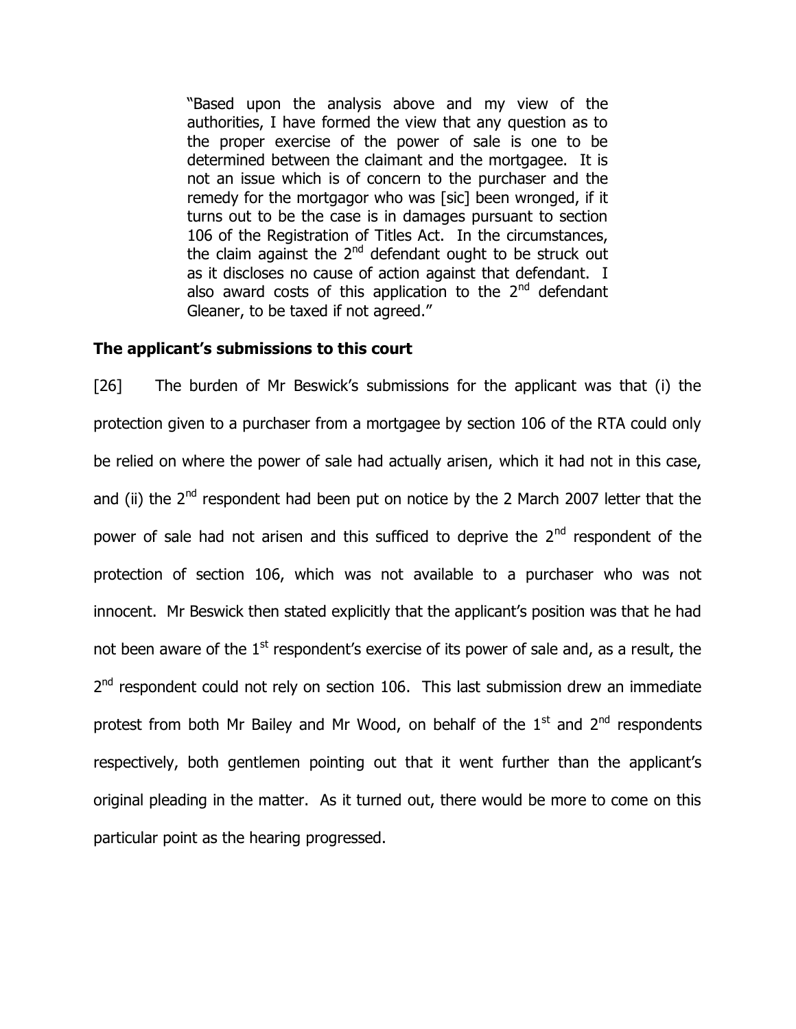> "Based upon the analysis above and my view of the authorities, I have formed the view that any question as to the proper exercise of the power of sale is one to be determined between the claimant and the mortgagee. It is not an issue which is of concern to the purchaser and the remedy for the mortgagor who was [sic] been wronged, if it turns out to be the case is in damages pursuant to section 106 of the Registration of Titles Act. In the circumstances, the claim against the 2nd defendant ought to be struck out as it discloses no cause of action against that defendant. I also award costs of this application to the 2nd defendant Gleaner, to be taxed if not agreed."

### The applicant's submissions to this court

[26] The burden of Mr Beswick's submissions for the applicant was that (i) the protection given to a purchaser from a mortgagee by section 106 of the RTA could only be relied on where the power of sale had actually arisen, which it had not in this case, and (ii) the 2nd respondent had been put on notice by the 2 March 2007 letter that the power of sale had not arisen and this sufficed to deprive the 2nd respondent of the protection of section 106, which was not available to a purchaser who was not innocent. Mr Beswick then stated explicitly that the applicant's position was that he had not been aware of the 1st respondent's exercise of its power of sale and, as a result, the 2nd respondent could not rely on section 106. This last submission drew an immediate protest from both Mr Bailey and Mr Wood, on behalf of the 1st and 2nd respondents respectively, both gentlemen pointing out that it went further than the applicant's original pleading in the matter. As it turned out, there would be more to come on this particular point as the hearing progressed.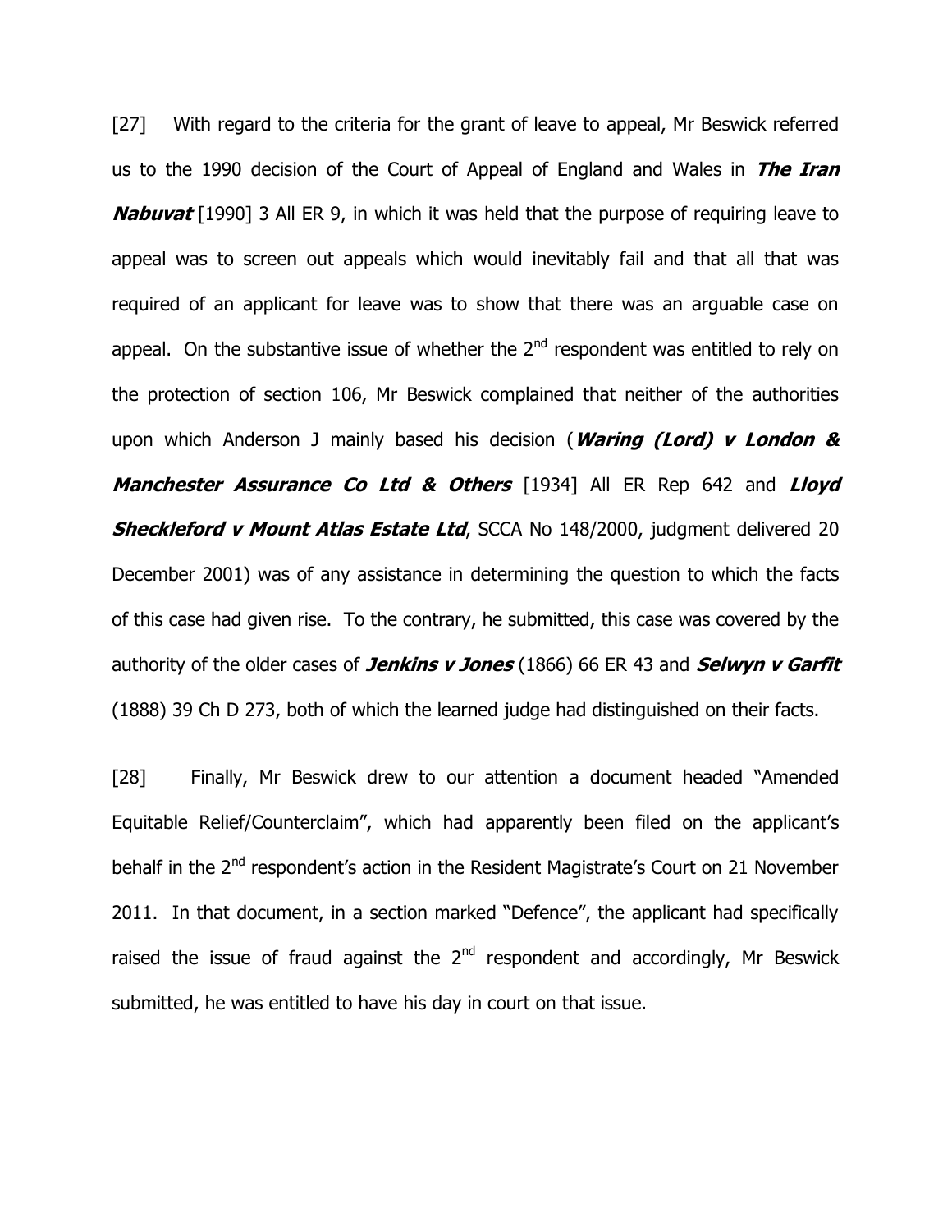[27] With regard to the criteria for the grant of leave to appeal, Mr Beswick referred us to the 1990 decision of the Court of Appeal of England and Wales in ***The Iran Nabuvat*** [1990] 3 All ER 9, in which it was held that the purpose of requiring leave to appeal was to screen out appeals which would inevitably fail and that all that was required of an applicant for leave was to show that there was an arguable case on appeal. On the substantive issue of whether the 2nd respondent was entitled to rely on the protection of section 106, Mr Beswick complained that neither of the authorities upon which Anderson J mainly based his decision (***Waring (Lord) v London & Manchester Assurance Co Ltd & Others*** [1934] All ER Rep 642 and ***Lloyd Sheckleford v Mount Atlas Estate Ltd***, SCCA No 148/2000, judgment delivered 20 December 2001) was of any assistance in determining the question to which the facts of this case had given rise. To the contrary, he submitted, this case was covered by the authority of the older cases of ***Jenkins v Jones*** (1866) 66 ER 43 and ***Selwyn v Garfit*** (1888) 39 Ch D 273, both of which the learned judge had distinguished on their facts.

[28] Finally, Mr Beswick drew to our attention a document headed "Amended Equitable Relief/Counterclaim", which had apparently been filed on the applicant's behalf in the 2nd respondent's action in the Resident Magistrate's Court on 21 November 2011. In that document, in a section marked "Defence", the applicant had specifically raised the issue of fraud against the 2nd respondent and accordingly, Mr Beswick submitted, he was entitled to have his day in court on that issue.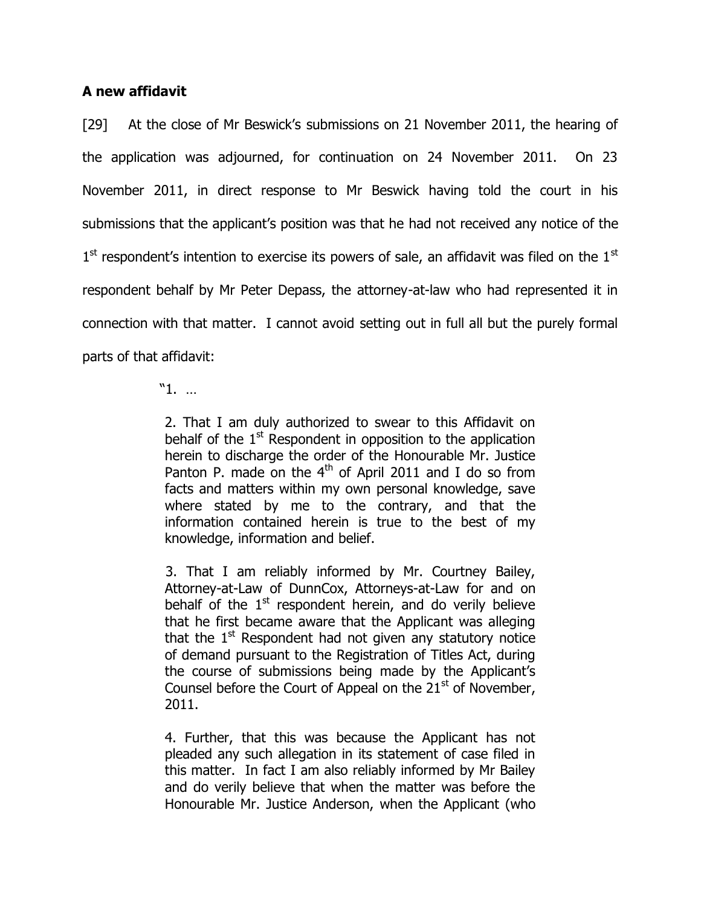## A new affidavit

[29] At the close of Mr Beswick's submissions on 21 November 2011, the hearing of the application was adjourned, for continuation on 24 November 2011. On 23 November 2011, in direct response to Mr Beswick having told the court in his submissions that the applicant's position was that he had not received any notice of the 1st respondent's intention to exercise its powers of sale, an affidavit was filed on the 1st respondent behalf by Mr Peter Depass, the attorney-at-law who had represented it in connection with that matter. I cannot avoid setting out in full all but the purely formal parts of that affidavit:

> "1. …
>
> 2. That I am duly authorized to swear to this Affidavit on behalf of the 1st Respondent in opposition to the application herein to discharge the order of the Honourable Mr. Justice Panton P. made on the 4th of April 2011 and I do so from facts and matters within my own personal knowledge, save where stated by me to the contrary, and that the information contained herein is true to the best of my knowledge, information and belief.
>
> 3. That I am reliably informed by Mr. Courtney Bailey, Attorney-at-Law of DunnCox, Attorneys-at-Law for and on behalf of the 1st respondent herein, and do verily believe that he first became aware that the Applicant was alleging that the 1st Respondent had not given any statutory notice of demand pursuant to the Registration of Titles Act, during the course of submissions being made by the Applicant's Counsel before the Court of Appeal on the 21st of November, 2011.
>
> 4. Further, that this was because the Applicant has not pleaded any such allegation in its statement of case filed in this matter. In fact I am also reliably informed by Mr Bailey and do verily believe that when the matter was before the Honourable Mr. Justice Anderson, when the Applicant (who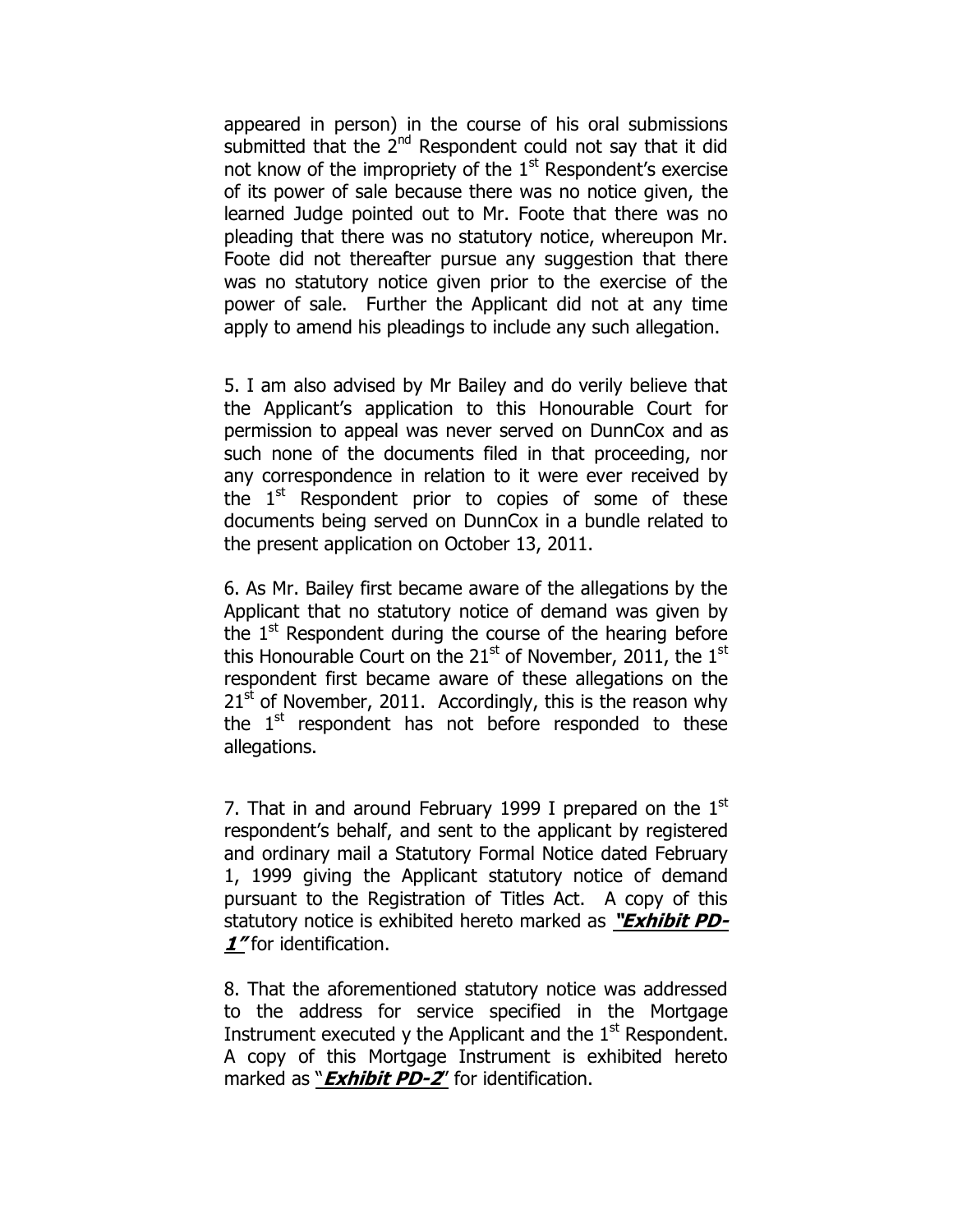appeared in person) in the course of his oral submissions submitted that the 2nd Respondent could not say that it did not know of the impropriety of the 1st Respondent's exercise of its power of sale because there was no notice given, the learned Judge pointed out to Mr. Foote that there was no pleading that there was no statutory notice, whereupon Mr. Foote did not thereafter pursue any suggestion that there was no statutory notice given prior to the exercise of the power of sale. Further the Applicant did not at any time apply to amend his pleadings to include any such allegation.

5. I am also advised by Mr Bailey and do verily believe that the Applicant's application to this Honourable Court for permission to appeal was never served on DunnCox and as such none of the documents filed in that proceeding, nor any correspondence in relation to it were ever received by the 1st Respondent prior to copies of some of these documents being served on DunnCox in a bundle related to the present application on October 13, 2011.

6. As Mr. Bailey first became aware of the allegations by the Applicant that no statutory notice of demand was given by the 1st Respondent during the course of the hearing before this Honourable Court on the 21st of November, 2011, the 1st respondent first became aware of these allegations on the 21st of November, 2011. Accordingly, this is the reason why the 1st respondent has not before responded to these allegations.

7. That in and around February 1999 I prepared on the 1st respondent's behalf, and sent to the applicant by registered and ordinary mail a Statutory Formal Notice dated February 1, 1999 giving the Applicant statutory notice of demand pursuant to the Registration of Titles Act. A copy of this statutory notice is exhibited hereto marked as ***"Exhibit PD-1"*** for identification.

8. That the aforementioned statutory notice was addressed to the address for service specified in the Mortgage Instrument executed y the Applicant and the 1st Respondent. A copy of this Mortgage Instrument is exhibited hereto marked as "***Exhibit PD-2***" for identification.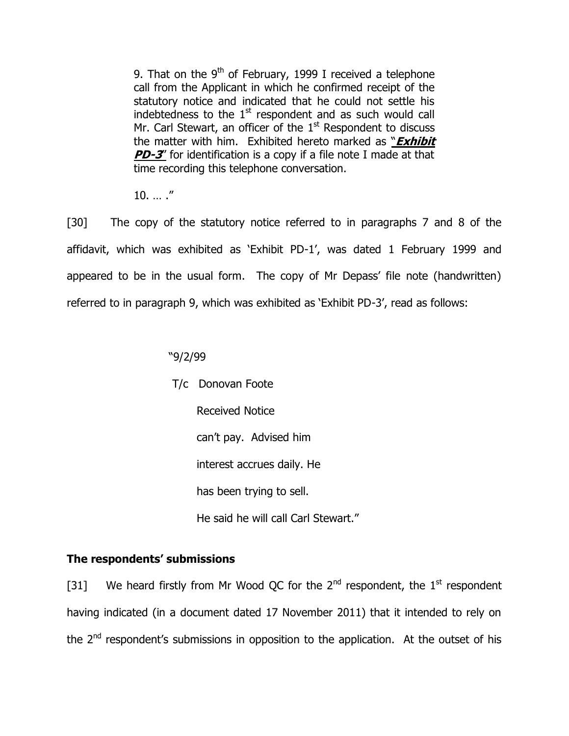> 9. That on the 9th of February, 1999 I received a telephone call from the Applicant in which he confirmed receipt of the statutory notice and indicated that he could not settle his indebtedness to the 1st respondent and as such would call Mr. Carl Stewart, an officer of the 1st Respondent to discuss the matter with him. Exhibited hereto marked as "***Exhibit PD-3***" for identification is a copy if a file note I made at that time recording this telephone conversation.
>
> 10. … ."

[30] The copy of the statutory notice referred to in paragraphs 7 and 8 of the affidavit, which was exhibited as 'Exhibit PD-1', was dated 1 February 1999 and appeared to be in the usual form. The copy of Mr Depass' file note (handwritten) referred to in paragraph 9, which was exhibited as 'Exhibit PD-3', read as follows:

> "9/2/99
>
> T/c Donovan Foote
>
> Received Notice
>
> can't pay. Advised him
>
> interest accrues daily. He
>
> has been trying to sell.
>
> He said he will call Carl Stewart."

## The respondents' submissions

[31] We heard firstly from Mr Wood QC for the 2nd respondent, the 1st respondent having indicated (in a document dated 17 November 2011) that it intended to rely on the 2nd respondent's submissions in opposition to the application. At the outset of his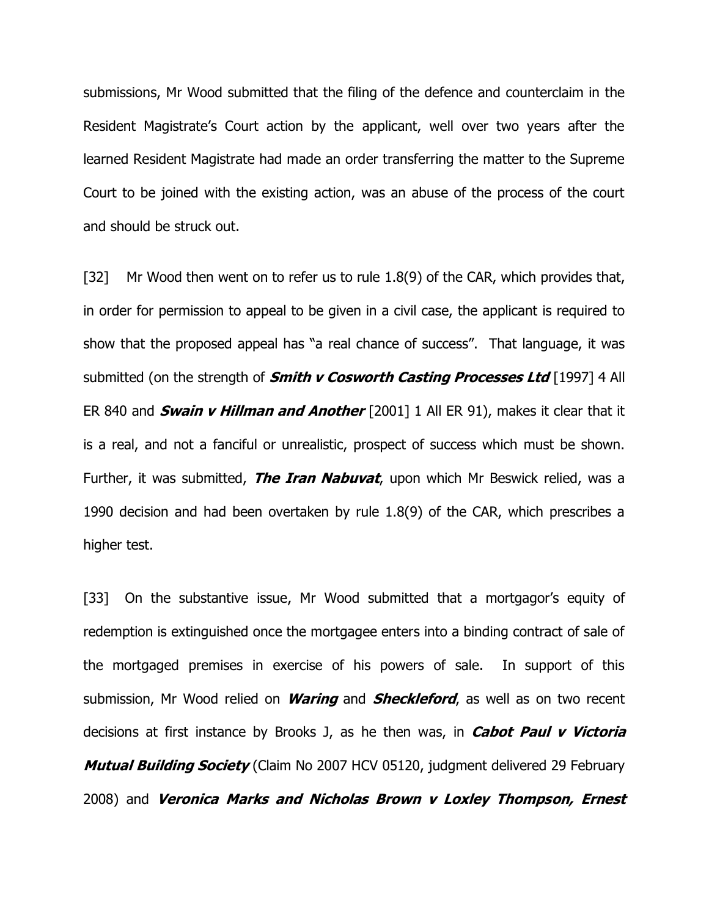submissions, Mr Wood submitted that the filing of the defence and counterclaim in the Resident Magistrate's Court action by the applicant, well over two years after the learned Resident Magistrate had made an order transferring the matter to the Supreme Court to be joined with the existing action, was an abuse of the process of the court and should be struck out.

[32] Mr Wood then went on to refer us to rule 1.8(9) of the CAR, which provides that, in order for permission to appeal to be given in a civil case, the applicant is required to show that the proposed appeal has "a real chance of success". That language, it was submitted (on the strength of ***Smith v Cosworth Casting Processes Ltd*** [1997] 4 All ER 840 and ***Swain v Hillman and Another*** [2001] 1 All ER 91), makes it clear that it is a real, and not a fanciful or unrealistic, prospect of success which must be shown. Further, it was submitted, ***The Iran Nabuvat***, upon which Mr Beswick relied, was a 1990 decision and had been overtaken by rule 1.8(9) of the CAR, which prescribes a higher test.

[33] On the substantive issue, Mr Wood submitted that a mortgagor's equity of redemption is extinguished once the mortgagee enters into a binding contract of sale of the mortgaged premises in exercise of his powers of sale. In support of this submission, Mr Wood relied on ***Waring*** and ***Sheckleford***, as well as on two recent decisions at first instance by Brooks J, as he then was, in ***Cabot Paul v Victoria Mutual Building Society*** (Claim No 2007 HCV 05120, judgment delivered 29 February 2008) and ***Veronica Marks and Nicholas Brown v Loxley Thompson, Ernest***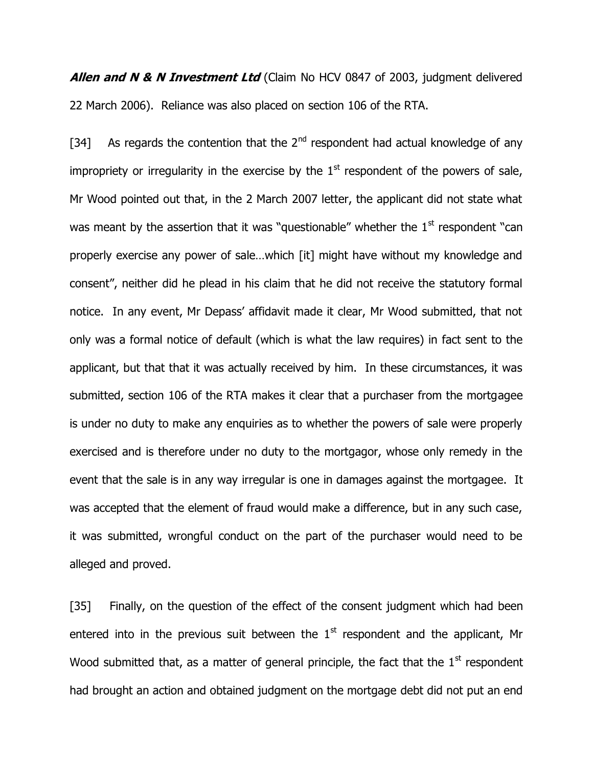***Allen and N & N Investment Ltd*** (Claim No HCV 0847 of 2003, judgment delivered 22 March 2006). Reliance was also placed on section 106 of the RTA.

[34] As regards the contention that the 2nd respondent had actual knowledge of any impropriety or irregularity in the exercise by the 1st respondent of the powers of sale, Mr Wood pointed out that, in the 2 March 2007 letter, the applicant did not state what was meant by the assertion that it was "questionable" whether the 1st respondent "can properly exercise any power of sale…which [it] might have without my knowledge and consent", neither did he plead in his claim that he did not receive the statutory formal notice. In any event, Mr Depass' affidavit made it clear, Mr Wood submitted, that not only was a formal notice of default (which is what the law requires) in fact sent to the applicant, but that that it was actually received by him. In these circumstances, it was submitted, section 106 of the RTA makes it clear that a purchaser from the mortgagee is under no duty to make any enquiries as to whether the powers of sale were properly exercised and is therefore under no duty to the mortgagor, whose only remedy in the event that the sale is in any way irregular is one in damages against the mortgagee. It was accepted that the element of fraud would make a difference, but in any such case, it was submitted, wrongful conduct on the part of the purchaser would need to be alleged and proved.

[35] Finally, on the question of the effect of the consent judgment which had been entered into in the previous suit between the 1st respondent and the applicant, Mr Wood submitted that, as a matter of general principle, the fact that the 1st respondent had brought an action and obtained judgment on the mortgage debt did not put an end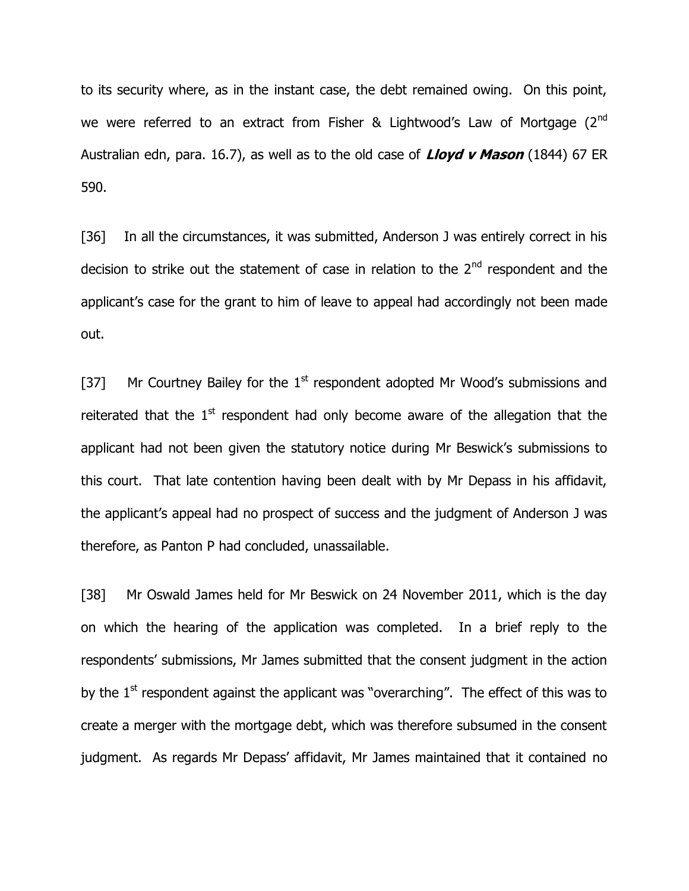to its security where, as in the instant case, the debt remained owing. On this point, we were referred to an extract from Fisher & Lightwood's Law of Mortgage (2nd Australian edn, para. 16.7), as well as to the old case of ***Lloyd v Mason*** (1844) 67 ER 590.

[36] In all the circumstances, it was submitted, Anderson J was entirely correct in his decision to strike out the statement of case in relation to the 2nd respondent and the applicant's case for the grant to him of leave to appeal had accordingly not been made out.

[37] Mr Courtney Bailey for the 1st respondent adopted Mr Wood's submissions and reiterated that the 1st respondent had only become aware of the allegation that the applicant had not been given the statutory notice during Mr Beswick's submissions to this court. That late contention having been dealt with by Mr Depass in his affidavit, the applicant's appeal had no prospect of success and the judgment of Anderson J was therefore, as Panton P had concluded, unassailable.

[38] Mr Oswald James held for Mr Beswick on 24 November 2011, which is the day on which the hearing of the application was completed. In a brief reply to the respondents' submissions, Mr James submitted that the consent judgment in the action by the 1st respondent against the applicant was "overarching". The effect of this was to create a merger with the mortgage debt, which was therefore subsumed in the consent judgment. As regards Mr Depass' affidavit, Mr James maintained that it contained no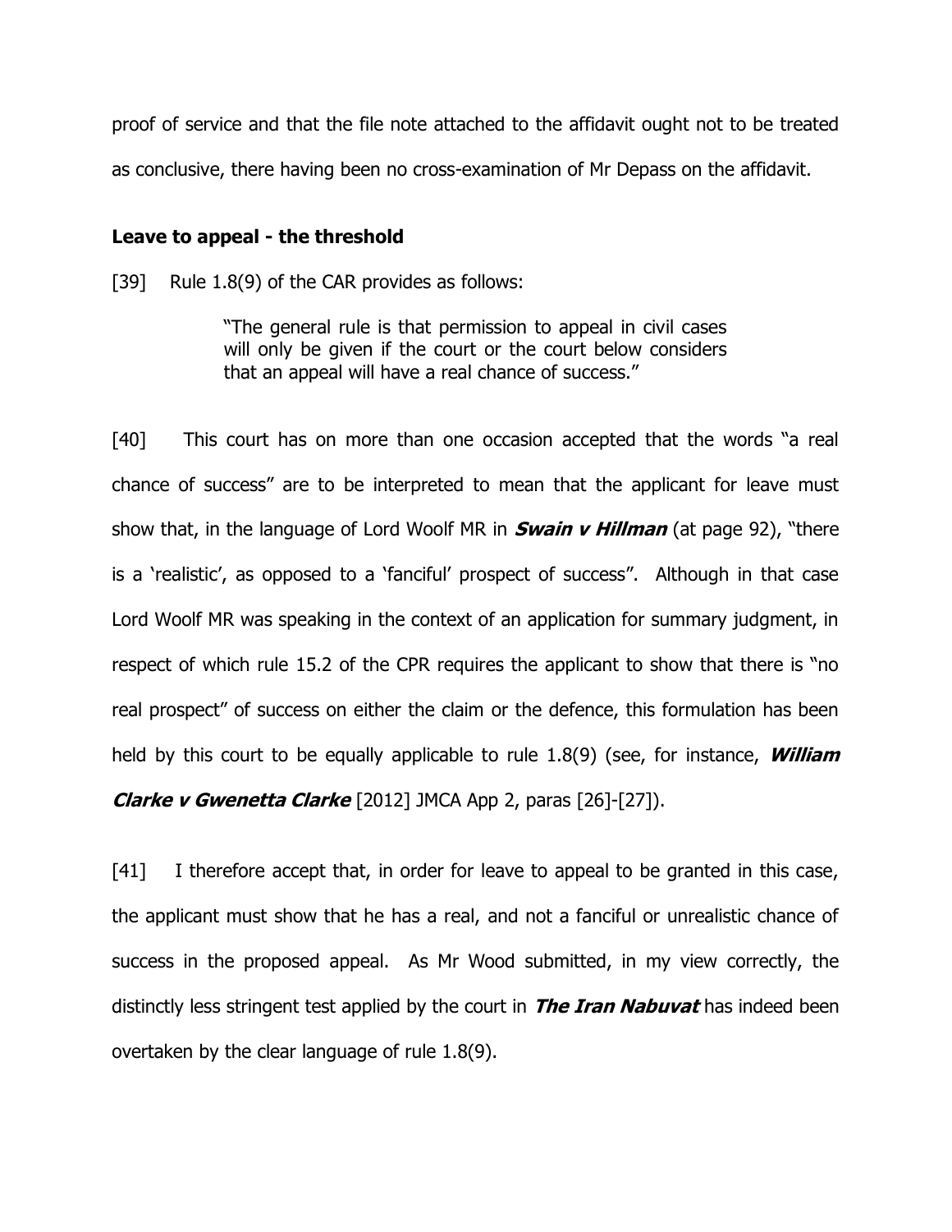proof of service and that the file note attached to the affidavit ought not to be treated as conclusive, there having been no cross-examination of Mr Depass on the affidavit.

**Leave to appeal - the threshold**

[39] Rule 1.8(9) of the CAR provides as follows:

> "The general rule is that permission to appeal in civil cases will only be given if the court or the court below considers that an appeal will have a real chance of success."

[40] This court has on more than one occasion accepted that the words "a real chance of success" are to be interpreted to mean that the applicant for leave must show that, in the language of Lord Woolf MR in ***Swain v Hillman*** (at page 92), "there is a 'realistic', as opposed to a 'fanciful' prospect of success". Although in that case Lord Woolf MR was speaking in the context of an application for summary judgment, in respect of which rule 15.2 of the CPR requires the applicant to show that there is "no real prospect" of success on either the claim or the defence, this formulation has been held by this court to be equally applicable to rule 1.8(9) (see, for instance, ***William Clarke v Gwenetta Clarke*** [2012] JMCA App 2, paras [26]-[27]).

[41] I therefore accept that, in order for leave to appeal to be granted in this case, the applicant must show that he has a real, and not a fanciful or unrealistic chance of success in the proposed appeal. As Mr Wood submitted, in my view correctly, the distinctly less stringent test applied by the court in ***The Iran Nabuvat*** has indeed been overtaken by the clear language of rule 1.8(9).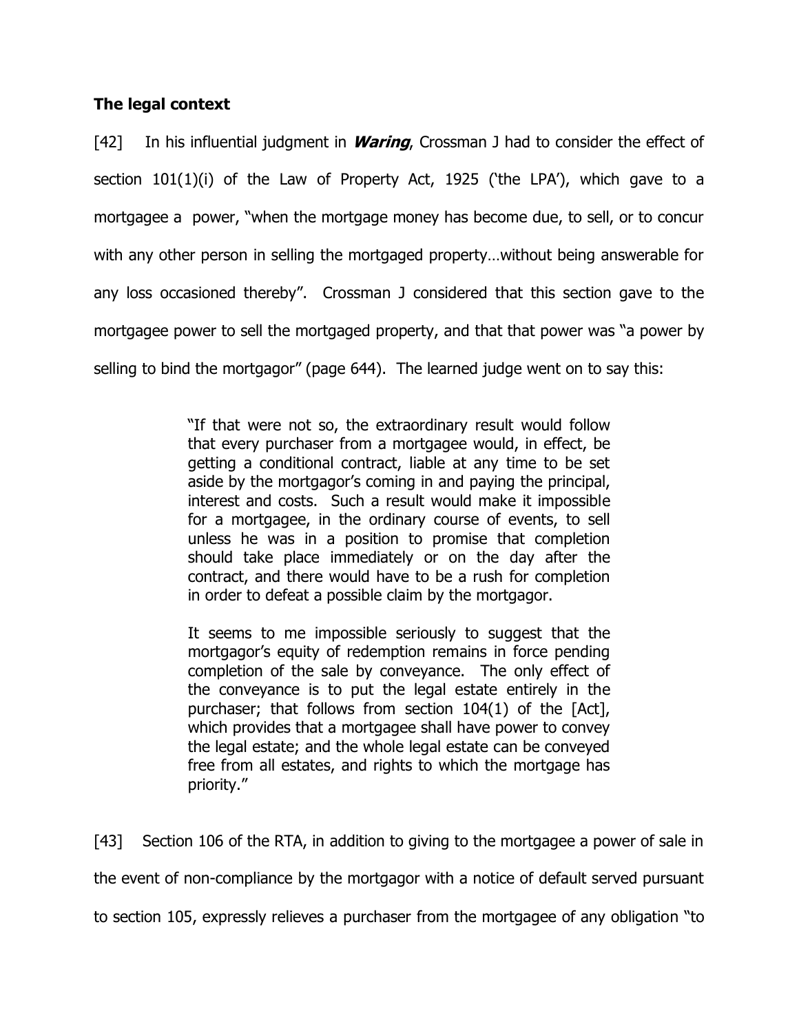## The legal context

[42] In his influential judgment in ***Waring***, Crossman J had to consider the effect of section 101(1)(i) of the Law of Property Act, 1925 ('the LPA'), which gave to a mortgagee a power, "when the mortgage money has become due, to sell, or to concur with any other person in selling the mortgaged property…without being answerable for any loss occasioned thereby". Crossman J considered that this section gave to the mortgagee power to sell the mortgaged property, and that that power was "a power by selling to bind the mortgagor" (page 644). The learned judge went on to say this:

> "If that were not so, the extraordinary result would follow that every purchaser from a mortgagee would, in effect, be getting a conditional contract, liable at any time to be set aside by the mortgagor's coming in and paying the principal, interest and costs. Such a result would make it impossible for a mortgagee, in the ordinary course of events, to sell unless he was in a position to promise that completion should take place immediately or on the day after the contract, and there would have to be a rush for completion in order to defeat a possible claim by the mortgagor.
>
> It seems to me impossible seriously to suggest that the mortgagor's equity of redemption remains in force pending completion of the sale by conveyance. The only effect of the conveyance is to put the legal estate entirely in the purchaser; that follows from section 104(1) of the [Act], which provides that a mortgagee shall have power to convey the legal estate; and the whole legal estate can be conveyed free from all estates, and rights to which the mortgage has priority."

[43] Section 106 of the RTA, in addition to giving to the mortgagee a power of sale in the event of non-compliance by the mortgagor with a notice of default served pursuant to section 105, expressly relieves a purchaser from the mortgagee of any obligation "to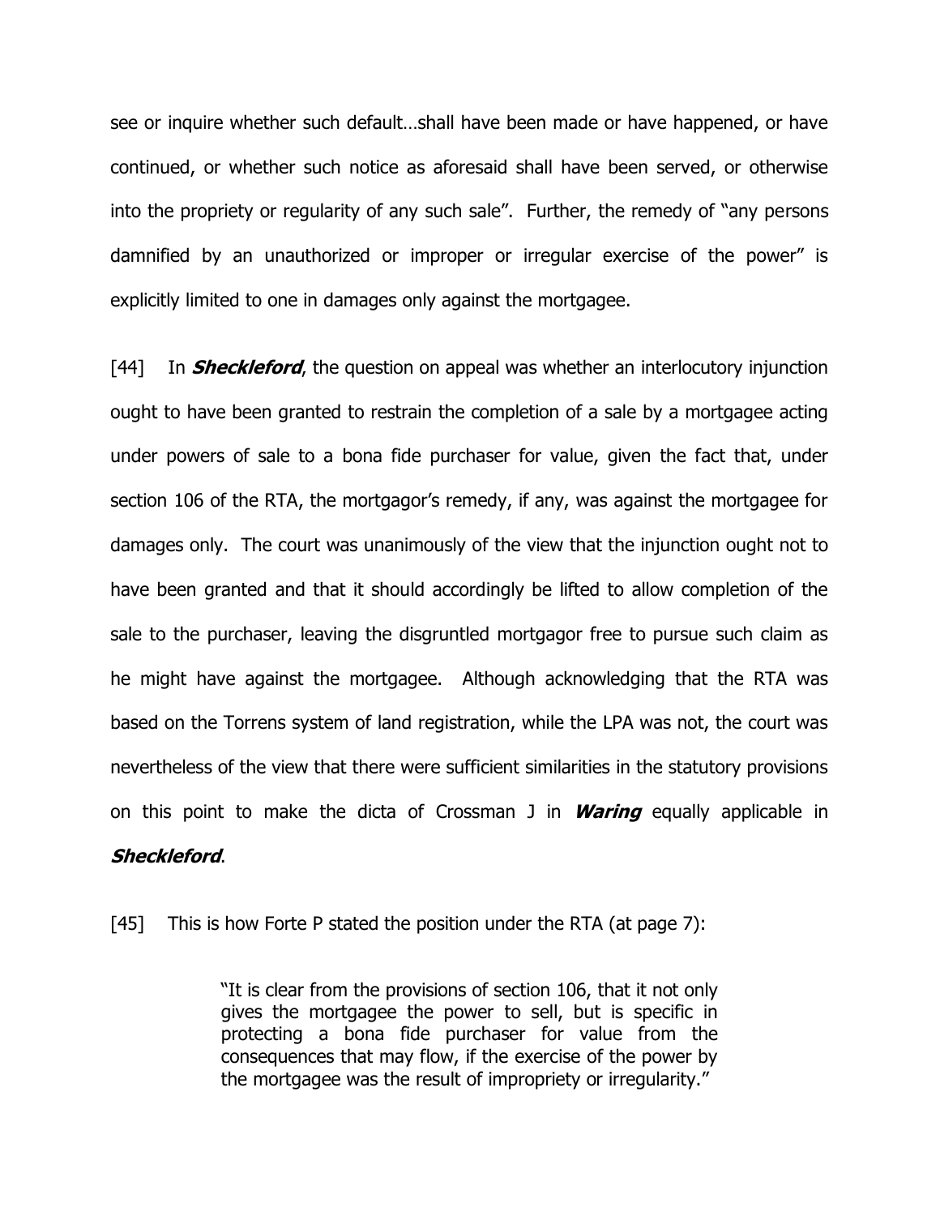see or inquire whether such default…shall have been made or have happened, or have continued, or whether such notice as aforesaid shall have been served, or otherwise into the propriety or regularity of any such sale". Further, the remedy of "any persons damnified by an unauthorized or improper or irregular exercise of the power" is explicitly limited to one in damages only against the mortgagee.

[44] In ***Sheckleford***, the question on appeal was whether an interlocutory injunction ought to have been granted to restrain the completion of a sale by a mortgagee acting under powers of sale to a bona fide purchaser for value, given the fact that, under section 106 of the RTA, the mortgagor's remedy, if any, was against the mortgagee for damages only. The court was unanimously of the view that the injunction ought not to have been granted and that it should accordingly be lifted to allow completion of the sale to the purchaser, leaving the disgruntled mortgagor free to pursue such claim as he might have against the mortgagee. Although acknowledging that the RTA was based on the Torrens system of land registration, while the LPA was not, the court was nevertheless of the view that there were sufficient similarities in the statutory provisions on this point to make the dicta of Crossman J in ***Waring*** equally applicable in ***Sheckleford***.

[45] This is how Forte P stated the position under the RTA (at page 7):

> "It is clear from the provisions of section 106, that it not only gives the mortgagee the power to sell, but is specific in protecting a bona fide purchaser for value from the consequences that may flow, if the exercise of the power by the mortgagee was the result of impropriety or irregularity."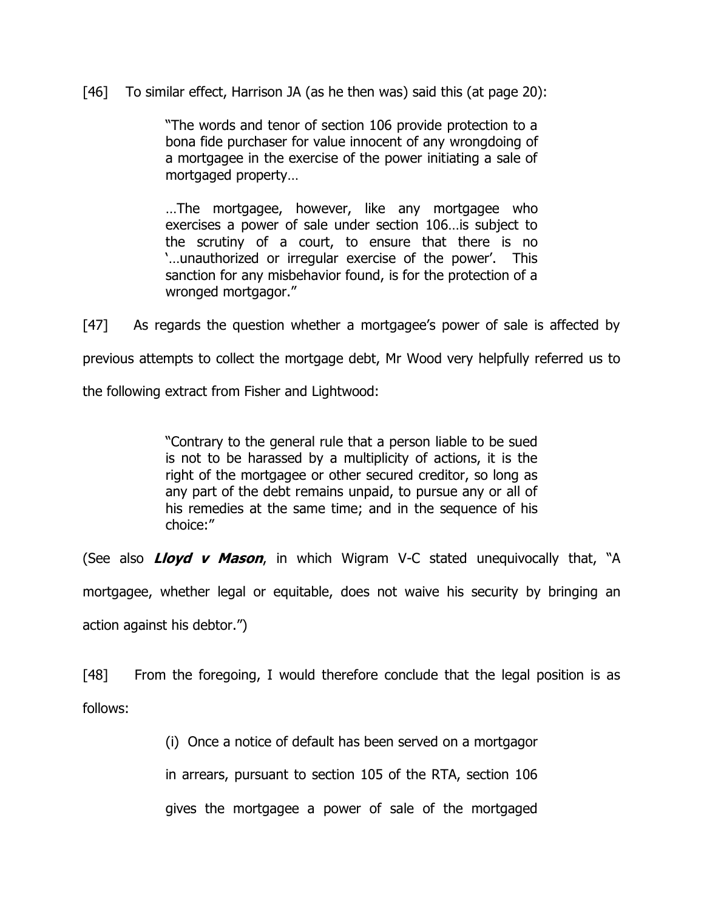[46] To similar effect, Harrison JA (as he then was) said this (at page 20):

> "The words and tenor of section 106 provide protection to a bona fide purchaser for value innocent of any wrongdoing of a mortgagee in the exercise of the power initiating a sale of mortgaged property…
>
> …The mortgagee, however, like any mortgagee who exercises a power of sale under section 106…is subject to the scrutiny of a court, to ensure that there is no '…unauthorized or irregular exercise of the power'. This sanction for any misbehavior found, is for the protection of a wronged mortgagor."

[47] As regards the question whether a mortgagee's power of sale is affected by previous attempts to collect the mortgage debt, Mr Wood very helpfully referred us to the following extract from Fisher and Lightwood:

> "Contrary to the general rule that a person liable to be sued is not to be harassed by a multiplicity of actions, it is the right of the mortgagee or other secured creditor, so long as any part of the debt remains unpaid, to pursue any or all of his remedies at the same time; and in the sequence of his choice:"

(See also ***Lloyd v Mason***, in which Wigram V-C stated unequivocally that, "A mortgagee, whether legal or equitable, does not waive his security by bringing an action against his debtor.")

[48] From the foregoing, I would therefore conclude that the legal position is as follows:

> (i) Once a notice of default has been served on a mortgagor in arrears, pursuant to section 105 of the RTA, section 106 gives the mortgagee a power of sale of the mortgaged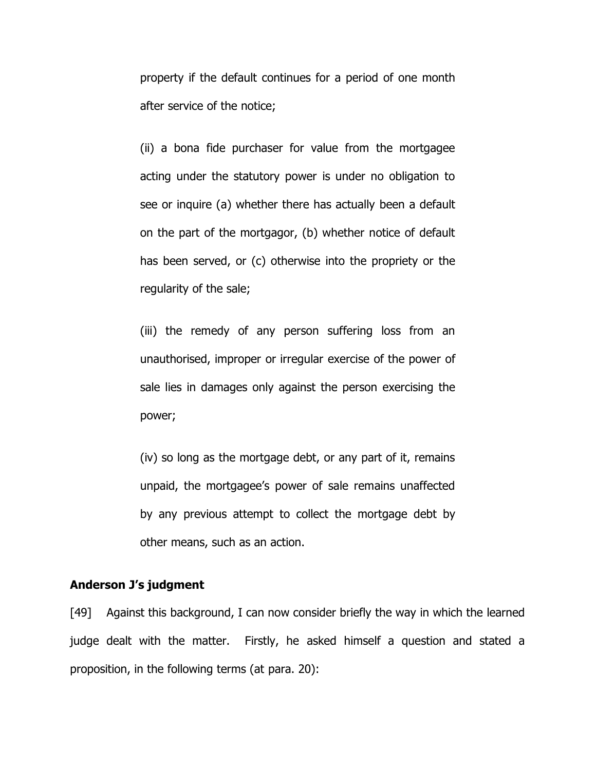property if the default continues for a period of one month after service of the notice;

(ii) a bona fide purchaser for value from the mortgagee acting under the statutory power is under no obligation to see or inquire (a) whether there has actually been a default on the part of the mortgagor, (b) whether notice of default has been served, or (c) otherwise into the propriety or the regularity of the sale;

(iii) the remedy of any person suffering loss from an unauthorised, improper or irregular exercise of the power of sale lies in damages only against the person exercising the power;

(iv) so long as the mortgage debt, or any part of it, remains unpaid, the mortgagee's power of sale remains unaffected by any previous attempt to collect the mortgage debt by other means, such as an action.

**Anderson J's judgment**

[49] Against this background, I can now consider briefly the way in which the learned judge dealt with the matter. Firstly, he asked himself a question and stated a proposition, in the following terms (at para. 20):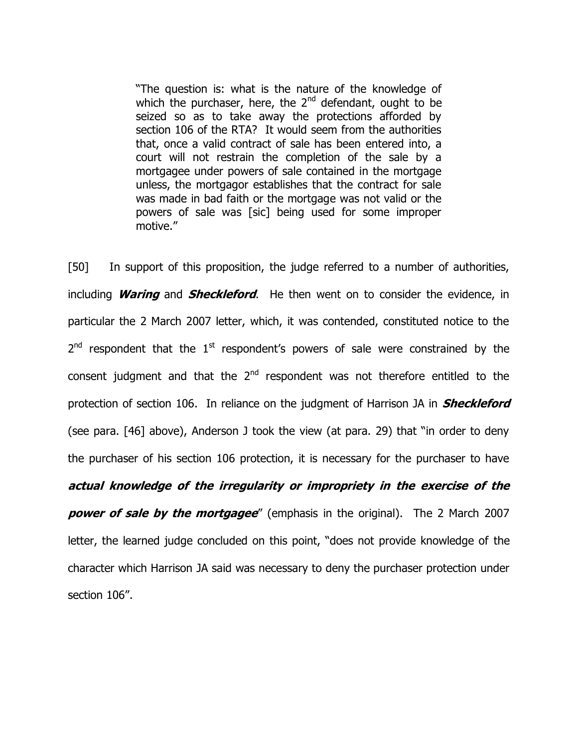> "The question is: what is the nature of the knowledge of which the purchaser, here, the 2nd defendant, ought to be seized so as to take away the protections afforded by section 106 of the RTA? It would seem from the authorities that, once a valid contract of sale has been entered into, a court will not restrain the completion of the sale by a mortgagee under powers of sale contained in the mortgage unless, the mortgagor establishes that the contract for sale was made in bad faith or the mortgage was not valid or the powers of sale was [sic] being used for some improper motive."

[50] In support of this proposition, the judge referred to a number of authorities, including ***Waring*** and ***Sheckleford***. He then went on to consider the evidence, in particular the 2 March 2007 letter, which, it was contended, constituted notice to the 2nd respondent that the 1st respondent's powers of sale were constrained by the consent judgment and that the 2nd respondent was not therefore entitled to the protection of section 106. In reliance on the judgment of Harrison JA in ***Sheckleford*** (see para. [46] above), Anderson J took the view (at para. 29) that "in order to deny the purchaser of his section 106 protection, it is necessary for the purchaser to have ***actual knowledge of the irregularity or impropriety in the exercise of the power of sale by the mortgagee***" (emphasis in the original). The 2 March 2007 letter, the learned judge concluded on this point, "does not provide knowledge of the character which Harrison JA said was necessary to deny the purchaser protection under section 106".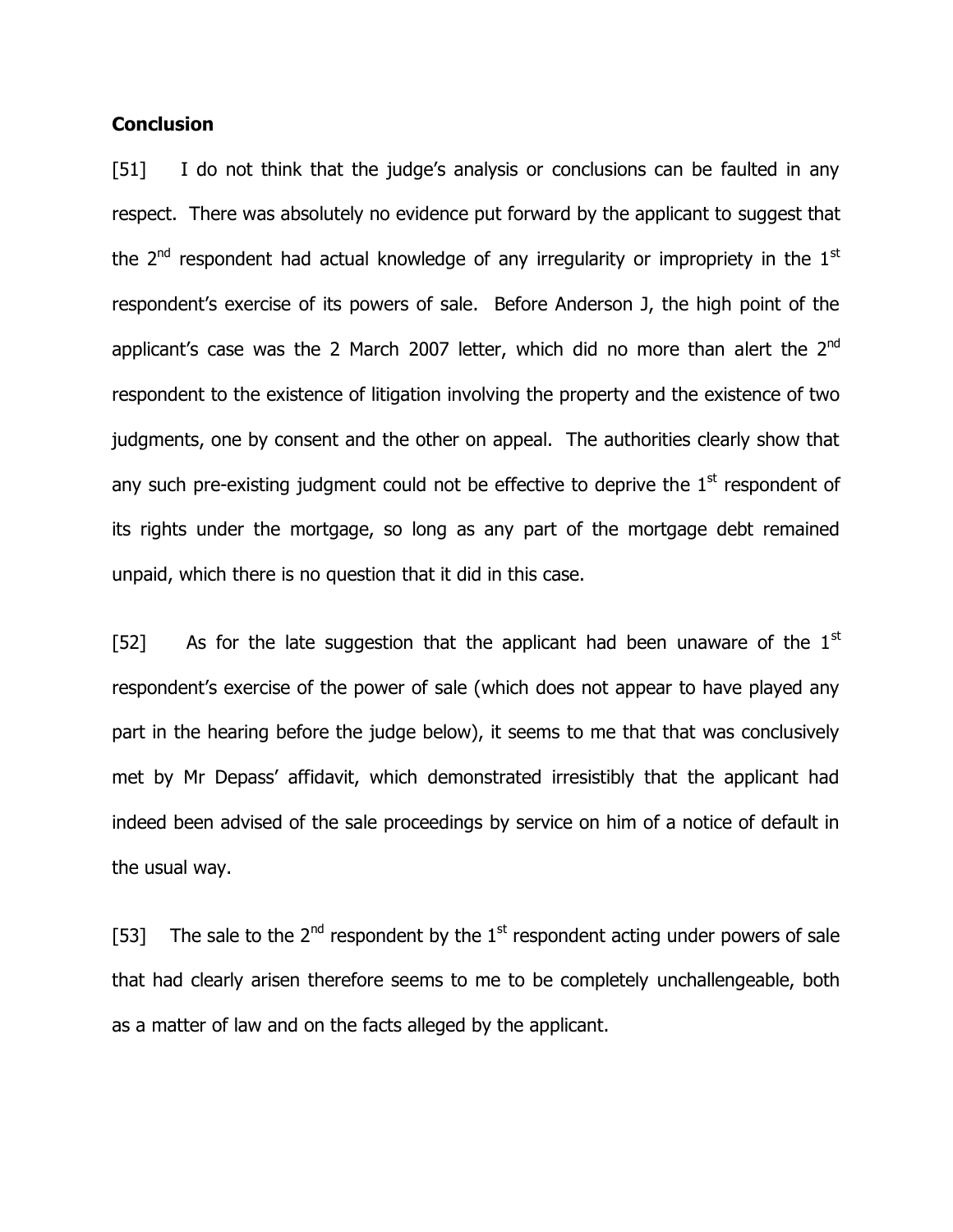**Conclusion**

[51] I do not think that the judge's analysis or conclusions can be faulted in any respect. There was absolutely no evidence put forward by the applicant to suggest that the 2nd respondent had actual knowledge of any irregularity or impropriety in the 1st respondent's exercise of its powers of sale. Before Anderson J, the high point of the applicant's case was the 2 March 2007 letter, which did no more than alert the 2nd respondent to the existence of litigation involving the property and the existence of two judgments, one by consent and the other on appeal. The authorities clearly show that any such pre-existing judgment could not be effective to deprive the 1st respondent of its rights under the mortgage, so long as any part of the mortgage debt remained unpaid, which there is no question that it did in this case.

[52] As for the late suggestion that the applicant had been unaware of the 1st respondent's exercise of the power of sale (which does not appear to have played any part in the hearing before the judge below), it seems to me that that was conclusively met by Mr Depass' affidavit, which demonstrated irresistibly that the applicant had indeed been advised of the sale proceedings by service on him of a notice of default in the usual way.

[53] The sale to the 2nd respondent by the 1st respondent acting under powers of sale that had clearly arisen therefore seems to me to be completely unchallengeable, both as a matter of law and on the facts alleged by the applicant.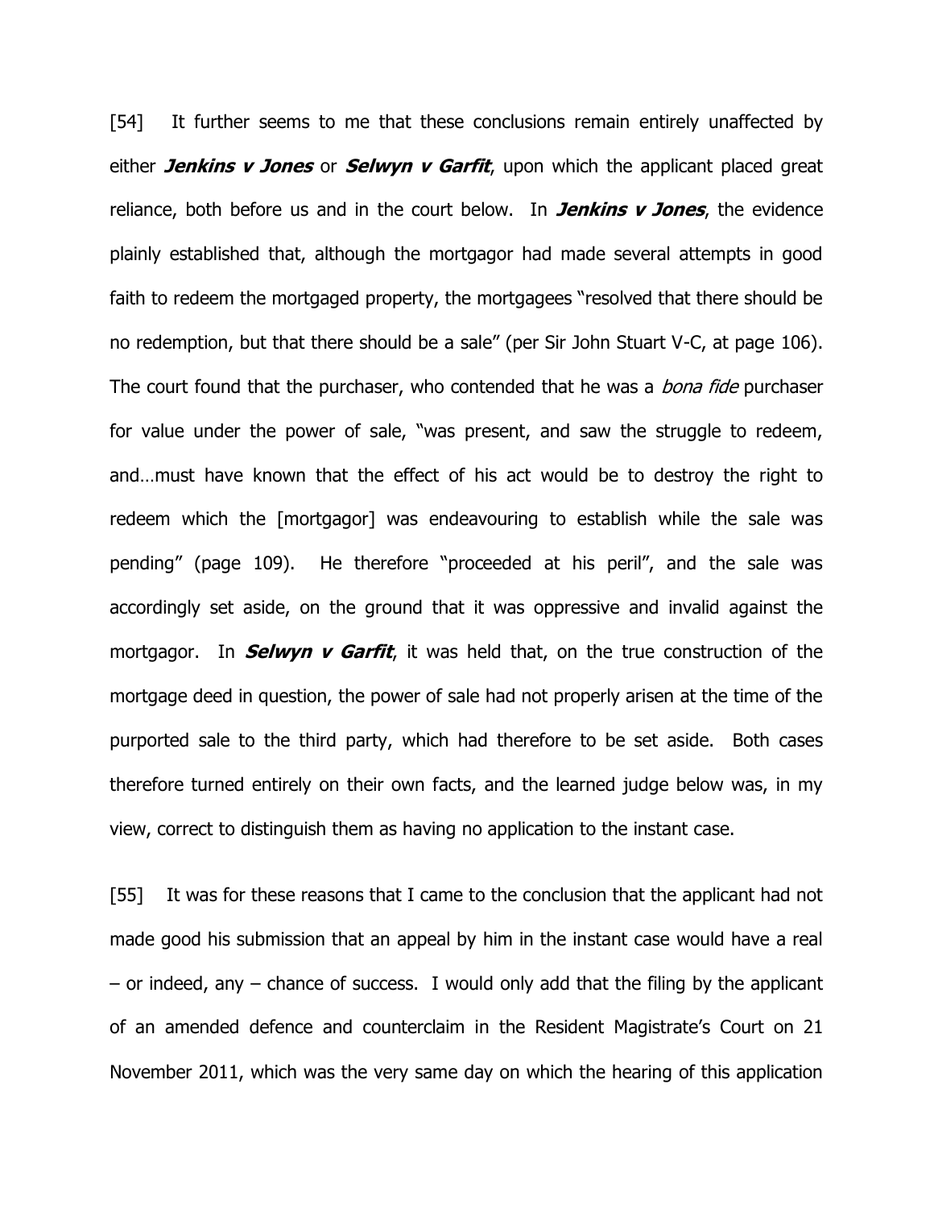[54] It further seems to me that these conclusions remain entirely unaffected by either ***Jenkins v Jones*** or ***Selwyn v Garfit***, upon which the applicant placed great reliance, both before us and in the court below. In ***Jenkins v Jones***, the evidence plainly established that, although the mortgagor had made several attempts in good faith to redeem the mortgaged property, the mortgagees "resolved that there should be no redemption, but that there should be a sale" (per Sir John Stuart V-C, at page 106). The court found that the purchaser, who contended that he was a *bona fide* purchaser for value under the power of sale, "was present, and saw the struggle to redeem, and…must have known that the effect of his act would be to destroy the right to redeem which the [mortgagor] was endeavouring to establish while the sale was pending" (page 109). He therefore "proceeded at his peril", and the sale was accordingly set aside, on the ground that it was oppressive and invalid against the mortgagor. In ***Selwyn v Garfit***, it was held that, on the true construction of the mortgage deed in question, the power of sale had not properly arisen at the time of the purported sale to the third party, which had therefore to be set aside. Both cases therefore turned entirely on their own facts, and the learned judge below was, in my view, correct to distinguish them as having no application to the instant case.

[55] It was for these reasons that I came to the conclusion that the applicant had not made good his submission that an appeal by him in the instant case would have a real – or indeed, any – chance of success. I would only add that the filing by the applicant of an amended defence and counterclaim in the Resident Magistrate's Court on 21 November 2011, which was the very same day on which the hearing of this application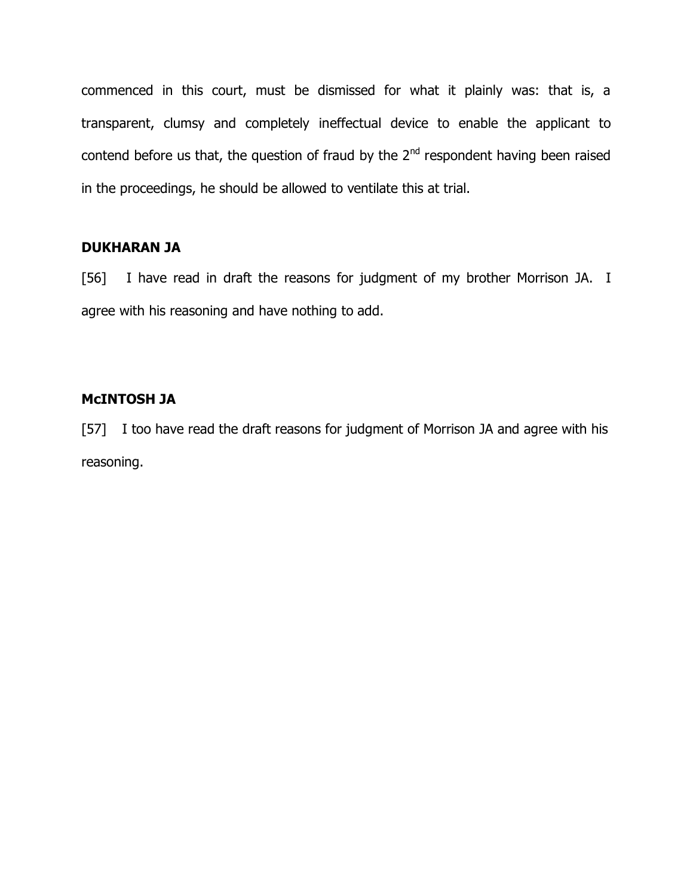commenced in this court, must be dismissed for what it plainly was: that is, a transparent, clumsy and completely ineffectual device to enable the applicant to contend before us that, the question of fraud by the 2nd respondent having been raised in the proceedings, he should be allowed to ventilate this at trial.

**DUKHARAN JA**

[56] I have read in draft the reasons for judgment of my brother Morrison JA. I agree with his reasoning and have nothing to add.

**McINTOSH JA**

[57] I too have read the draft reasons for judgment of Morrison JA and agree with his reasoning.